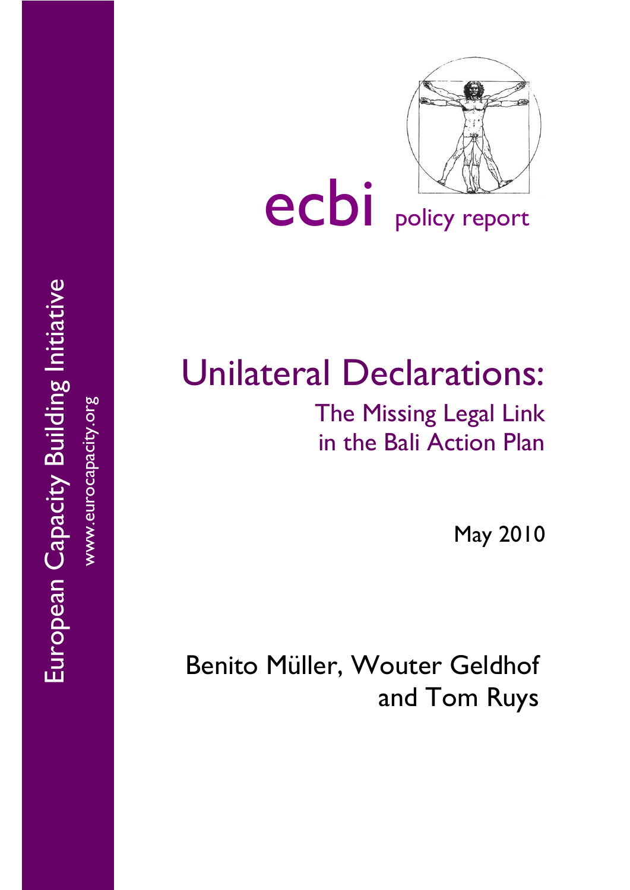European Capacity Building Initiative

www.eurocapacity.org

ecbi policy report

# Unilateral Declarations:

## The Missing Legal Link in the Bali Action Plan

May 2010

Benito Müller, Wouter Geldhof and Tom Ruys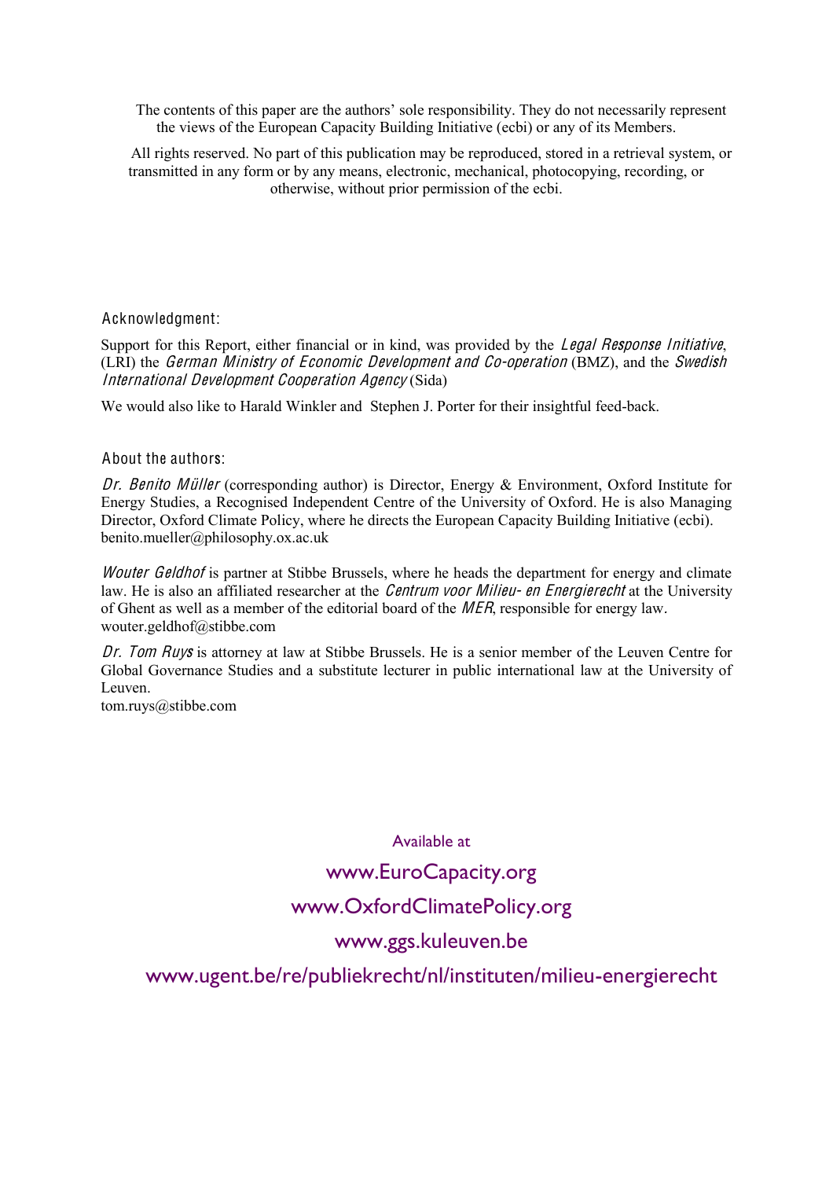The contents of this paper are the authors' sole responsibility. They do not necessarily represent the views of the European Capacity Building Initiative (ecbi) or any of its Members.

All rights reserved. No part of this publication may be reproduced, stored in a retrieval system, or transmitted in any form or by any means, electronic, mechanical, photocopying, recording, or otherwise, without prior permission of the ecbi.

### Acknowledgment:

Support for this Report, either financial or in kind, was provided by the *Legal Response Initiative*, (LRI) the *German Ministry of Economic Development and Co-operation* (BMZ), and the *Swedish International Development Cooperation Agency* (Sida)

We would also like to Harald Winkler and Stephen J. Porter for their insightful feed-back.

### About the authors:

*Dr. Benito Müller* (corresponding author) is Director, Energy & Environment, Oxford Institute for Energy Studies, a Recognised Independent Centre of the University of Oxford. He is also Managing Director, Oxford Climate Policy, where he directs the European Capacity Building Initiative (ecbi).
benito.mueller@philosophy.ox.ac.uk

*Wouter Geldhof* is partner at Stibbe Brussels, where he heads the department for energy and climate law. He is also an affiliated researcher at the *Centrum voor Milieu- en Energierecht* at the University of Ghent as well as a member of the editorial board of the *MER*, responsible for energy law.
wouter.geldhof@stibbe.com

*Dr. Tom Ruys* is attorney at law at Stibbe Brussels. He is a senior member of the Leuven Centre for Global Governance Studies and a substitute lecturer in public international law at the University of Leuven.
tom.ruys@stibbe.com

Available at

www.EuroCapacity.org

www.OxfordClimatePolicy.org

www.ggs.kuleuven.be

www.ugent.be/re/publiekrecht/nl/instituten/milieu-energierecht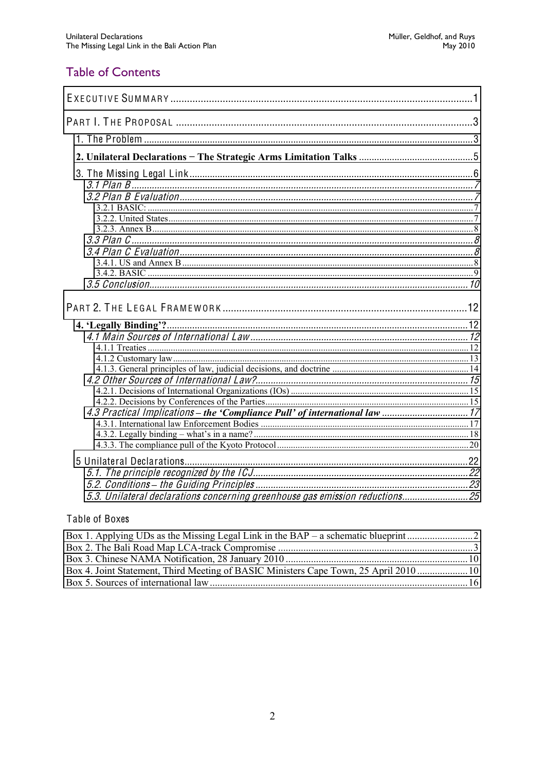## Table of Contents

| | |
|---|---|
| EXECUTIVE SUMMARY | 1 |
| PART I. THE PROPOSAL | 3 |
| 1. The Problem | 3 |
| **2. Unilateral Declarations − The Strategic Arms Limitation Talks** | 5 |
| 3. The Missing Legal Link | 6 |
| *3.1 Plan B* | 7 |
| *3.2 Plan B Evaluation* | 7 |
| 3.2.1 BASIC: | 7 |
| 3.2.2. United States | 7 |
| 3.2.3. Annex B | 8 |
| *3.3 Plan C* | 8 |
| *3.4 Plan C Evaluation* | 8 |
| 3.4.1. US and Annex B | 8 |
| 3.4.2. BASIC | 9 |
| *3.5 Conclusion* | 10 |
| PART 2. THE LEGAL FRAMEWORK | 12 |
| **4. 'Legally Binding'?** | 12 |
| *4.1 Main Sources of International Law* | 12 |
| 4.1.1 Treaties | 12 |
| 4.1.2 Customary law | 13 |
| 4.1.3. General principles of law, judicial decisions, and doctrine | 14 |
| *4.2 Other Sources of International Law?* | 15 |
| 4.2.1. Decisions of International Organizations (IOs) | 15 |
| 4.2.2. Decisions by Conferences of the Parties | 15 |
| *4.3 Practical Implications – the **'Compliance Pull' of international law*** | 17 |
| 4.3.1. International law Enforcement Bodies | 17 |
| 4.3.2. Legally binding – what's in a name? | 18 |
| 4.3.3. The compliance pull of the Kyoto Protocol | 20 |
| 5 Unilateral Declarations | 22 |
| *5.1. The principle recognized by the ICJ* | 22 |
| *5.2. Conditions – the Guiding Principles* | 23 |
| *5.3. Unilateral declarations concerning greenhouse gas emission reductions* | 25 |

### Table of Boxes

| | |
|---|---|
| Box 1. Applying UDs as the Missing Legal Link in the BAP – a schematic blueprint | 2 |
| Box 2. The Bali Road Map LCA-track Compromise | 3 |
| Box 3. Chinese NAMA Notification, 28 January 2010 | 10 |
| Box 4. Joint Statement, Third Meeting of BASIC Ministers Cape Town, 25 April 2010 | 10 |
| Box 5. Sources of international law | 16 |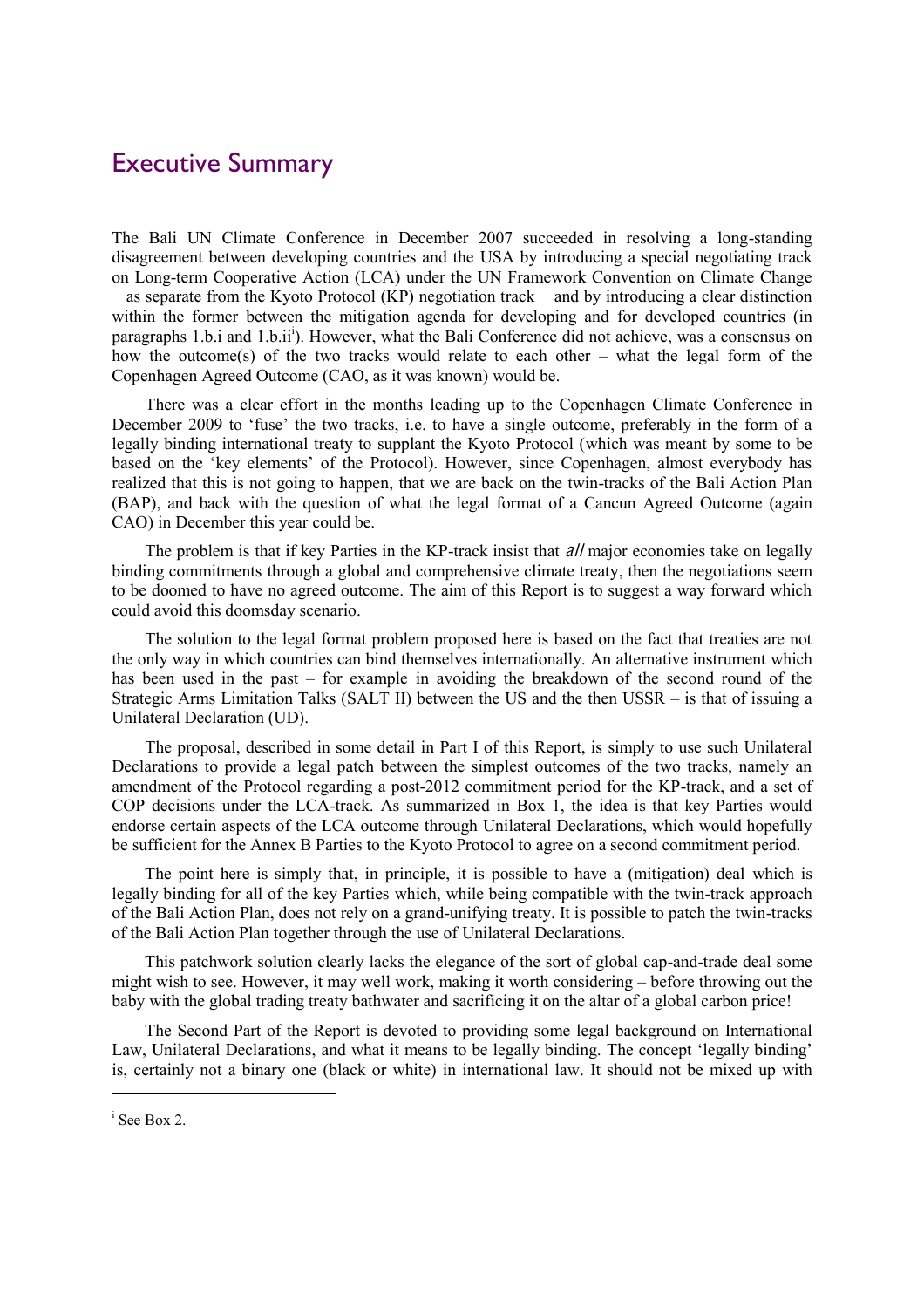# Executive Summary

The Bali UN Climate Conference in December 2007 succeeded in resolving a long-standing disagreement between developing countries and the USA by introducing a special negotiating track on Long-term Cooperative Action (LCA) under the UN Framework Convention on Climate Change − as separate from the Kyoto Protocol (KP) negotiation track − and by introducing a clear distinction within the former between the mitigation agenda for developing and for developed countries (in paragraphs 1.b.i and 1.b.ii[i]). However, what the Bali Conference did not achieve, was a consensus on how the outcome(s) of the two tracks would relate to each other – what the legal form of the Copenhagen Agreed Outcome (CAO, as it was known) would be.

There was a clear effort in the months leading up to the Copenhagen Climate Conference in December 2009 to 'fuse' the two tracks, i.e. to have a single outcome, preferably in the form of a legally binding international treaty to supplant the Kyoto Protocol (which was meant by some to be based on the 'key elements' of the Protocol). However, since Copenhagen, almost everybody has realized that this is not going to happen, that we are back on the twin-tracks of the Bali Action Plan (BAP), and back with the question of what the legal format of a Cancun Agreed Outcome (again CAO) in December this year could be.

The problem is that if key Parties in the KP-track insist that *all* major economies take on legally binding commitments through a global and comprehensive climate treaty, then the negotiations seem to be doomed to have no agreed outcome. The aim of this Report is to suggest a way forward which could avoid this doomsday scenario.

The solution to the legal format problem proposed here is based on the fact that treaties are not the only way in which countries can bind themselves internationally. An alternative instrument which has been used in the past – for example in avoiding the breakdown of the second round of the Strategic Arms Limitation Talks (SALT II) between the US and the then USSR – is that of issuing a Unilateral Declaration (UD).

The proposal, described in some detail in Part I of this Report, is simply to use such Unilateral Declarations to provide a legal patch between the simplest outcomes of the two tracks, namely an amendment of the Protocol regarding a post-2012 commitment period for the KP-track, and a set of COP decisions under the LCA-track. As summarized in Box 1, the idea is that key Parties would endorse certain aspects of the LCA outcome through Unilateral Declarations, which would hopefully be sufficient for the Annex B Parties to the Kyoto Protocol to agree on a second commitment period.

The point here is simply that, in principle, it is possible to have a (mitigation) deal which is legally binding for all of the key Parties which, while being compatible with the twin-track approach of the Bali Action Plan, does not rely on a grand-unifying treaty. It is possible to patch the twin-tracks of the Bali Action Plan together through the use of Unilateral Declarations.

This patchwork solution clearly lacks the elegance of the sort of global cap-and-trade deal some might wish to see. However, it may well work, making it worth considering – before throwing out the baby with the global trading treaty bathwater and sacrificing it on the altar of a global carbon price!

The Second Part of the Report is devoted to providing some legal background on International Law, Unilateral Declarations, and what it means to be legally binding. The concept 'legally binding' is, certainly not a binary one (black or white) in international law. It should not be mixed up with

---

[i] See Box 2.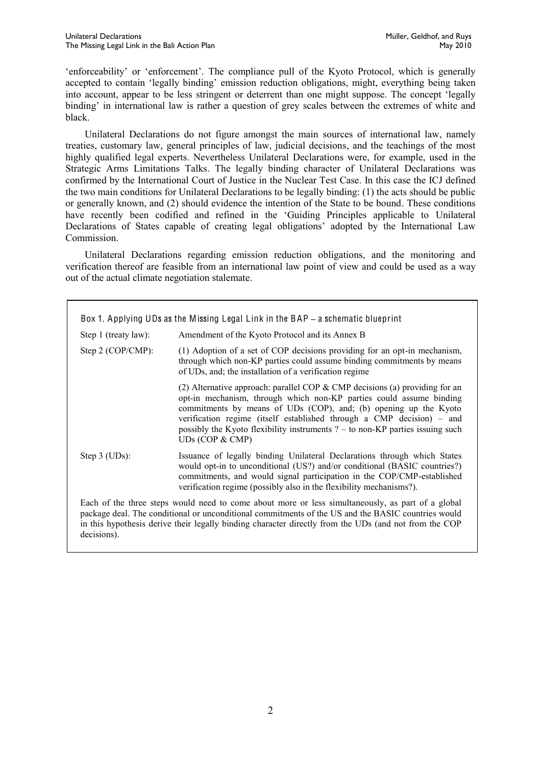'enforceability' or 'enforcement'. The compliance pull of the Kyoto Protocol, which is generally accepted to contain 'legally binding' emission reduction obligations, might, everything being taken into account, appear to be less stringent or deterrent than one might suppose. The concept 'legally binding' in international law is rather a question of grey scales between the extremes of white and black.

Unilateral Declarations do not figure amongst the main sources of international law, namely treaties, customary law, general principles of law, judicial decisions, and the teachings of the most highly qualified legal experts. Nevertheless Unilateral Declarations were, for example, used in the Strategic Arms Limitations Talks. The legally binding character of Unilateral Declarations was confirmed by the International Court of Justice in the Nuclear Test Case. In this case the ICJ defined the two main conditions for Unilateral Declarations to be legally binding: (1) the acts should be public or generally known, and (2) should evidence the intention of the State to be bound. These conditions have recently been codified and refined in the 'Guiding Principles applicable to Unilateral Declarations of States capable of creating legal obligations' adopted by the International Law Commission.

Unilateral Declarations regarding emission reduction obligations, and the monitoring and verification thereof are feasible from an international law point of view and could be used as a way out of the actual climate negotiation stalemate.

**Box 1. Applying UDs as the Missing Legal Link in the BAP – a schematic blueprint**

| | |
|---|---|
| Step 1 (treaty law): | Amendment of the Kyoto Protocol and its Annex B |
| Step 2 (COP/CMP): | (1) Adoption of a set of COP decisions providing for an opt-in mechanism, through which non-KP parties could assume binding commitments by means of UDs, and; the installation of a verification regime |
| | (2) Alternative approach: parallel COP & CMP decisions (a) providing for an opt-in mechanism, through which non-KP parties could assume binding commitments by means of UDs (COP), and; (b) opening up the Kyoto verification regime (itself established through a CMP decision) – and possibly the Kyoto flexibility instruments ? – to non-KP parties issuing such UDs (COP & CMP) |
| Step 3 (UDs): | Issuance of legally binding Unilateral Declarations through which States would opt-in to unconditional (US?) and/or conditional (BASIC countries?) commitments, and would signal participation in the COP/CMP-established verification regime (possibly also in the flexibility mechanisms?). |

Each of the three steps would need to come about more or less simultaneously, as part of a global package deal. The conditional or unconditional commitments of the US and the BASIC countries would in this hypothesis derive their legally binding character directly from the UDs (and not from the COP decisions).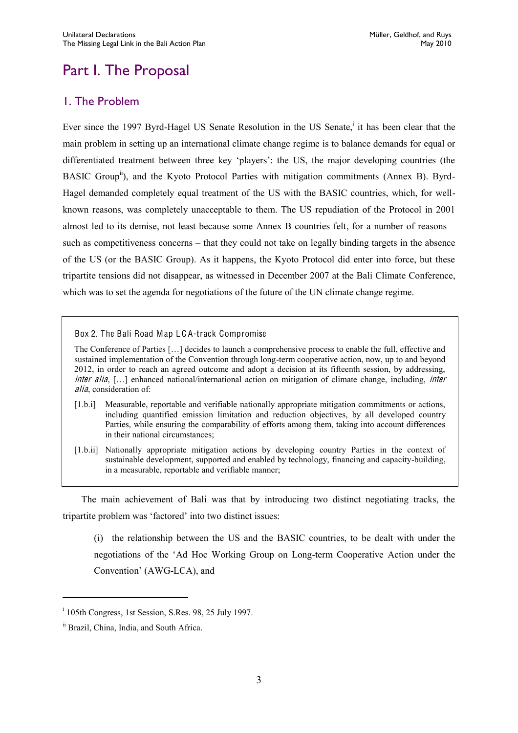# Part I. The Proposal

## 1. The Problem

Ever since the 1997 Byrd-Hagel US Senate Resolution in the US Senate,[i] it has been clear that the main problem in setting up an international climate change regime is to balance demands for equal or differentiated treatment between three key 'players': the US, the major developing countries (the BASIC Group[ii]), and the Kyoto Protocol Parties with mitigation commitments (Annex B). Byrd-Hagel demanded completely equal treatment of the US with the BASIC countries, which, for well-known reasons, was completely unacceptable to them. The US repudiation of the Protocol in 2001 almost led to its demise, not least because some Annex B countries felt, for a number of reasons − such as competitiveness concerns – that they could not take on legally binding targets in the absence of the US (or the BASIC Group). As it happens, the Kyoto Protocol did enter into force, but these tripartite tensions did not disappear, as witnessed in December 2007 at the Bali Climate Conference, which was to set the agenda for negotiations of the future of the UN climate change regime.

> **Box 2. The Bali Road Map LCA-track Compromise**
>
> The Conference of Parties […] decides to launch a comprehensive process to enable the full, effective and sustained implementation of the Convention through long-term cooperative action, now, up to and beyond 2012, in order to reach an agreed outcome and adopt a decision at its fifteenth session, by addressing, *inter alia*, […] enhanced national/international action on mitigation of climate change, including, *inter alia*, consideration of:
>
> [1.b.i] Measurable, reportable and verifiable nationally appropriate mitigation commitments or actions, including quantified emission limitation and reduction objectives, by all developed country Parties, while ensuring the comparability of efforts among them, taking into account differences in their national circumstances;
>
> [1.b.ii] Nationally appropriate mitigation actions by developing country Parties in the context of sustainable development, supported and enabled by technology, financing and capacity-building, in a measurable, reportable and verifiable manner;

The main achievement of Bali was that by introducing two distinct negotiating tracks, the tripartite problem was 'factored' into two distinct issues:

(i) the relationship between the US and the BASIC countries, to be dealt with under the negotiations of the 'Ad Hoc Working Group on Long-term Cooperative Action under the Convention' (AWG-LCA), and

---

[i] 105th Congress, 1st Session, S.Res. 98, 25 July 1997.

[ii] Brazil, China, India, and South Africa.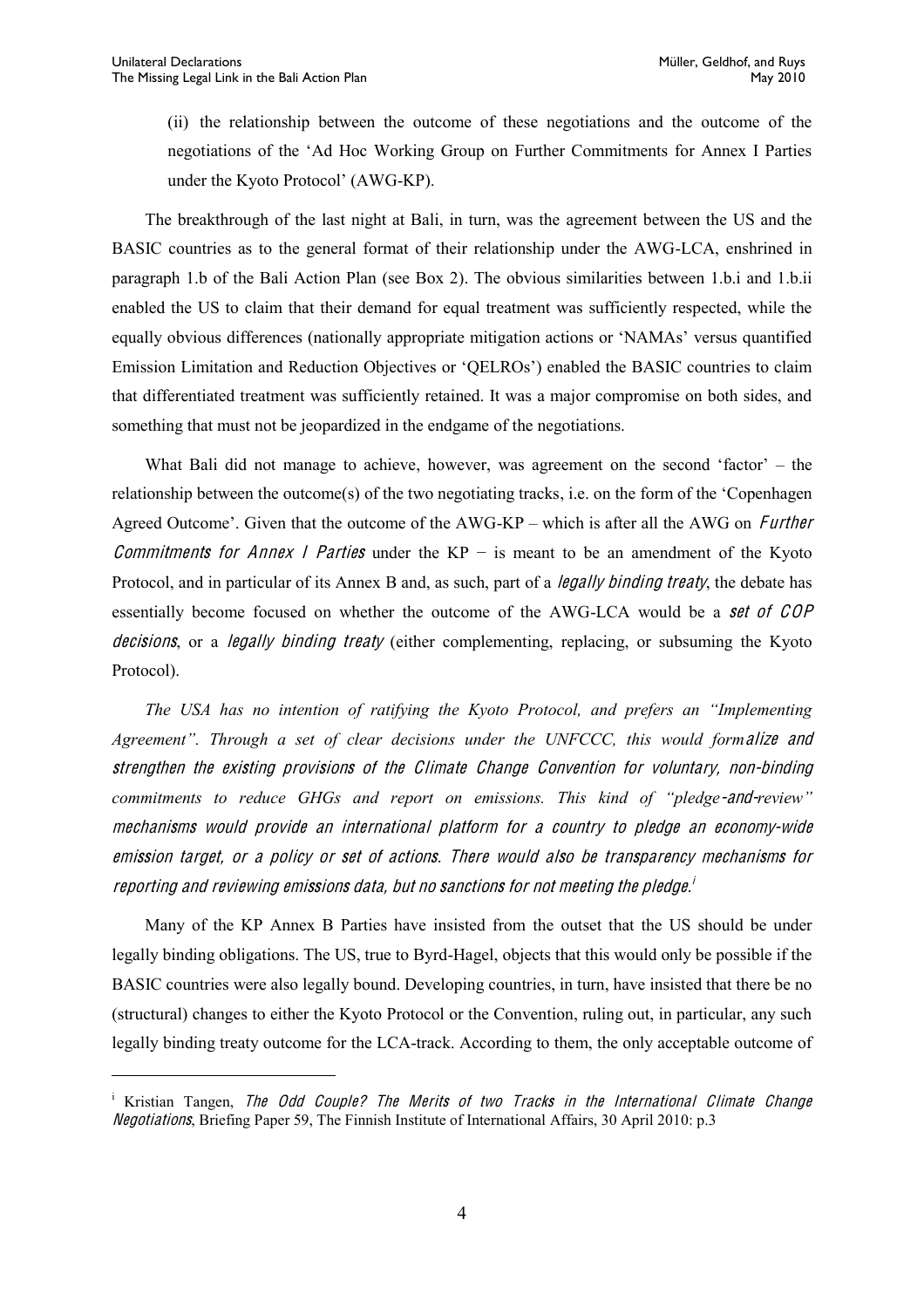(ii) the relationship between the outcome of these negotiations and the outcome of the negotiations of the 'Ad Hoc Working Group on Further Commitments for Annex I Parties under the Kyoto Protocol' (AWG-KP).

The breakthrough of the last night at Bali, in turn, was the agreement between the US and the BASIC countries as to the general format of their relationship under the AWG-LCA, enshrined in paragraph 1.b of the Bali Action Plan (see Box 2). The obvious similarities between 1.b.i and 1.b.ii enabled the US to claim that their demand for equal treatment was sufficiently respected, while the equally obvious differences (nationally appropriate mitigation actions or 'NAMAs' versus quantified Emission Limitation and Reduction Objectives or 'QELROs') enabled the BASIC countries to claim that differentiated treatment was sufficiently retained. It was a major compromise on both sides, and something that must not be jeopardized in the endgame of the negotiations.

What Bali did not manage to achieve, however, was agreement on the second 'factor' – the relationship between the outcome(s) of the two negotiating tracks, i.e. on the form of the 'Copenhagen Agreed Outcome'. Given that the outcome of the AWG-KP – which is after all the AWG on *Further Commitments for Annex I Parties* under the KP – is meant to be an amendment of the Kyoto Protocol, and in particular of its Annex B and, as such, part of a *legally binding treaty*, the debate has essentially become focused on whether the outcome of the AWG-LCA would be a *set of COP decisions*, or a *legally binding treaty* (either complementing, replacing, or subsuming the Kyoto Protocol).

*The USA has no intention of ratifying the Kyoto Protocol, and prefers an "Implementing Agreement". Through a set of clear decisions under the UNFCCC, this would formalize and strengthen the existing provisions of the Climate Change Convention for voluntary, non-binding commitments to reduce GHGs and report on emissions. This kind of "pledge-and-review" mechanisms would provide an international platform for a country to pledge an economy-wide emission target, or a policy or set of actions. There would also be transparency mechanisms for reporting and reviewing emissions data, but no sanctions for not meeting the pledge.*[i]

Many of the KP Annex B Parties have insisted from the outset that the US should be under legally binding obligations. The US, true to Byrd-Hagel, objects that this would only be possible if the BASIC countries were also legally bound. Developing countries, in turn, have insisted that there be no (structural) changes to either the Kyoto Protocol or the Convention, ruling out, in particular, any such legally binding treaty outcome for the LCA-track. According to them, the only acceptable outcome of

---

[i] Kristian Tangen, *The Odd Couple? The Merits of two Tracks in the International Climate Change Negotiations*, Briefing Paper 59, The Finnish Institute of International Affairs, 30 April 2010: p.3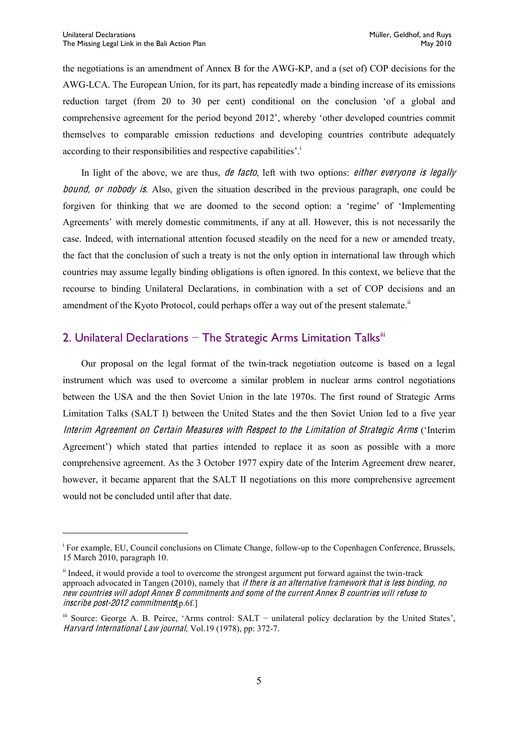the negotiations is an amendment of Annex B for the AWG-KP, and a (set of) COP decisions for the AWG-LCA. The European Union, for its part, has repeatedly made a binding increase of its emissions reduction target (from 20 to 30 per cent) conditional on the conclusion 'of a global and comprehensive agreement for the period beyond 2012', whereby 'other developed countries commit themselves to comparable emission reductions and developing countries contribute adequately according to their responsibilities and respective capabilities'.[i]

In light of the above, we are thus, *de facto*, left with two options: *either everyone is legally bound, or nobody is*. Also, given the situation described in the previous paragraph, one could be forgiven for thinking that we are doomed to the second option: a 'regime' of 'Implementing Agreements' with merely domestic commitments, if any at all. However, this is not necessarily the case. Indeed, with international attention focused steadily on the need for a new or amended treaty, the fact that the conclusion of such a treaty is not the only option in international law through which countries may assume legally binding obligations is often ignored. In this context, we believe that the recourse to binding Unilateral Declarations, in combination with a set of COP decisions and an amendment of the Kyoto Protocol, could perhaps offer a way out of the present stalemate.[ii]

## 2. Unilateral Declarations – The Strategic Arms Limitation Talks[iii]

Our proposal on the legal format of the twin-track negotiation outcome is based on a legal instrument which was used to overcome a similar problem in nuclear arms control negotiations between the USA and the then Soviet Union in the late 1970s. The first round of Strategic Arms Limitation Talks (SALT I) between the United States and the then Soviet Union led to a five year *Interim Agreement on Certain Measures with Respect to the Limitation of Strategic Arms* ('Interim Agreement') which stated that parties intended to replace it as soon as possible with a more comprehensive agreement. As the 3 October 1977 expiry date of the Interim Agreement drew nearer, however, it became apparent that the SALT II negotiations on this more comprehensive agreement would not be concluded until after that date.

---

[i] For example, EU, Council conclusions on Climate Change, follow-up to the Copenhagen Conference, Brussels, 15 March 2010, paragraph 10.

[ii] Indeed, it would provide a tool to overcome the strongest argument put forward against the twin-track approach advocated in Tangen (2010), namely that *if there is an alternative framework that is less binding, no new countries will adopt Annex B commitments and some of the current Annex B countries will refuse to inscribe post-2012 commitments*[p.6f.]

[iii] Source: George A. B. Peirce, 'Arms control: SALT – unilateral policy declaration by the United States', *Harvard International Law journal*, Vol.19 (1978), pp: 372-7.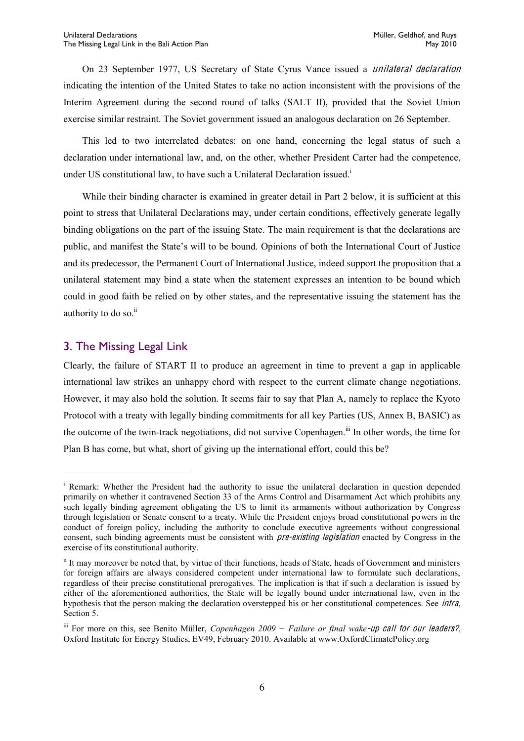On 23 September 1977, US Secretary of State Cyrus Vance issued a *unilateral declaration* indicating the intention of the United States to take no action inconsistent with the provisions of the Interim Agreement during the second round of talks (SALT II), provided that the Soviet Union exercise similar restraint. The Soviet government issued an analogous declaration on 26 September.

This led to two interrelated debates: on one hand, concerning the legal status of such a declaration under international law, and, on the other, whether President Carter had the competence, under US constitutional law, to have such a Unilateral Declaration issued.[i]

While their binding character is examined in greater detail in Part 2 below, it is sufficient at this point to stress that Unilateral Declarations may, under certain conditions, effectively generate legally binding obligations on the part of the issuing State. The main requirement is that the declarations are public, and manifest the State's will to be bound. Opinions of both the International Court of Justice and its predecessor, the Permanent Court of International Justice, indeed support the proposition that a unilateral statement may bind a state when the statement expresses an intention to be bound which could in good faith be relied on by other states, and the representative issuing the statement has the authority to do so.[ii]

## 3. The Missing Legal Link

Clearly, the failure of START II to produce an agreement in time to prevent a gap in applicable international law strikes an unhappy chord with respect to the current climate change negotiations. However, it may also hold the solution. It seems fair to say that Plan A, namely to replace the Kyoto Protocol with a treaty with legally binding commitments for all key Parties (US, Annex B, BASIC) as the outcome of the twin-track negotiations, did not survive Copenhagen.[iii] In other words, the time for Plan B has come, but what, short of giving up the international effort, could this be?

---

[i] Remark: Whether the President had the authority to issue the unilateral declaration in question depended primarily on whether it contravened Section 33 of the Arms Control and Disarmament Act which prohibits any such legally binding agreement obligating the US to limit its armaments without authorization by Congress through legislation or Senate consent to a treaty. While the President enjoys broad constitutional powers in the conduct of foreign policy, including the authority to conclude executive agreements without congressional consent, such binding agreements must be consistent with *pre-existing legislation* enacted by Congress in the exercise of its constitutional authority.

[ii] It may moreover be noted that, by virtue of their functions, heads of State, heads of Government and ministers for foreign affairs are always considered competent under international law to formulate such declarations, regardless of their precise constitutional prerogatives. The implication is that if such a declaration is issued by either of the aforementioned authorities, the State will be legally bound under international law, even in the hypothesis that the person making the declaration overstepped his or her constitutional competences. See *infra*, Section 5.

[iii] For more on this, see Benito Müller, *Copenhagen 2009 – Failure or final wake-up call for our leaders?*, Oxford Institute for Energy Studies, EV49, February 2010. Available at www.OxfordClimatePolicy.org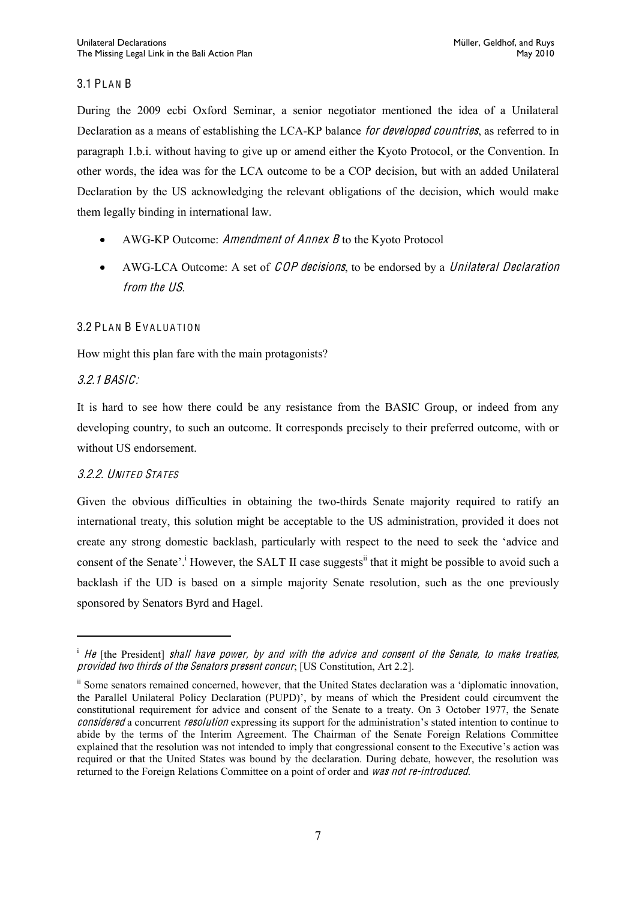### 3.1 Plan B

During the 2009 ecbi Oxford Seminar, a senior negotiator mentioned the idea of a Unilateral Declaration as a means of establishing the LCA-KP balance *for developed countries*, as referred to in paragraph 1.b.i. without having to give up or amend either the Kyoto Protocol, or the Convention. In other words, the idea was for the LCA outcome to be a COP decision, but with an added Unilateral Declaration by the US acknowledging the relevant obligations of the decision, which would make them legally binding in international law.

- AWG-KP Outcome: *Amendment of Annex B* to the Kyoto Protocol
- AWG-LCA Outcome: A set of *COP decisions*, to be endorsed by a *Unilateral Declaration from the US*.

### 3.2 Plan B Evaluation

How might this plan fare with the main protagonists?

#### *3.2.1 BASIC:*

It is hard to see how there could be any resistance from the BASIC Group, or indeed from any developing country, to such an outcome. It corresponds precisely to their preferred outcome, with or without US endorsement.

#### *3.2.2. United States*

Given the obvious difficulties in obtaining the two-thirds Senate majority required to ratify an international treaty, this solution might be acceptable to the US administration, provided it does not create any strong domestic backlash, particularly with respect to the need to seek the 'advice and consent of the Senate'.[i] However, the SALT II case suggests[ii] that it might be possible to avoid such a backlash if the UD is based on a simple majority Senate resolution, such as the one previously sponsored by Senators Byrd and Hagel.

---

[i] *He* [the President] *shall have power, by and with the advice and consent of the Senate, to make treaties, provided two thirds of the Senators present concur*; [US Constitution, Art 2.2].

[ii] Some senators remained concerned, however, that the United States declaration was a 'diplomatic innovation, the Parallel Unilateral Policy Declaration (PUPD)', by means of which the President could circumvent the constitutional requirement for advice and consent of the Senate to a treaty. On 3 October 1977, the Senate *considered* a concurrent *resolution* expressing its support for the administration's stated intention to continue to abide by the terms of the Interim Agreement. The Chairman of the Senate Foreign Relations Committee explained that the resolution was not intended to imply that congressional consent to the Executive's action was required or that the United States was bound by the declaration. During debate, however, the resolution was returned to the Foreign Relations Committee on a point of order and *was not re-introduced*.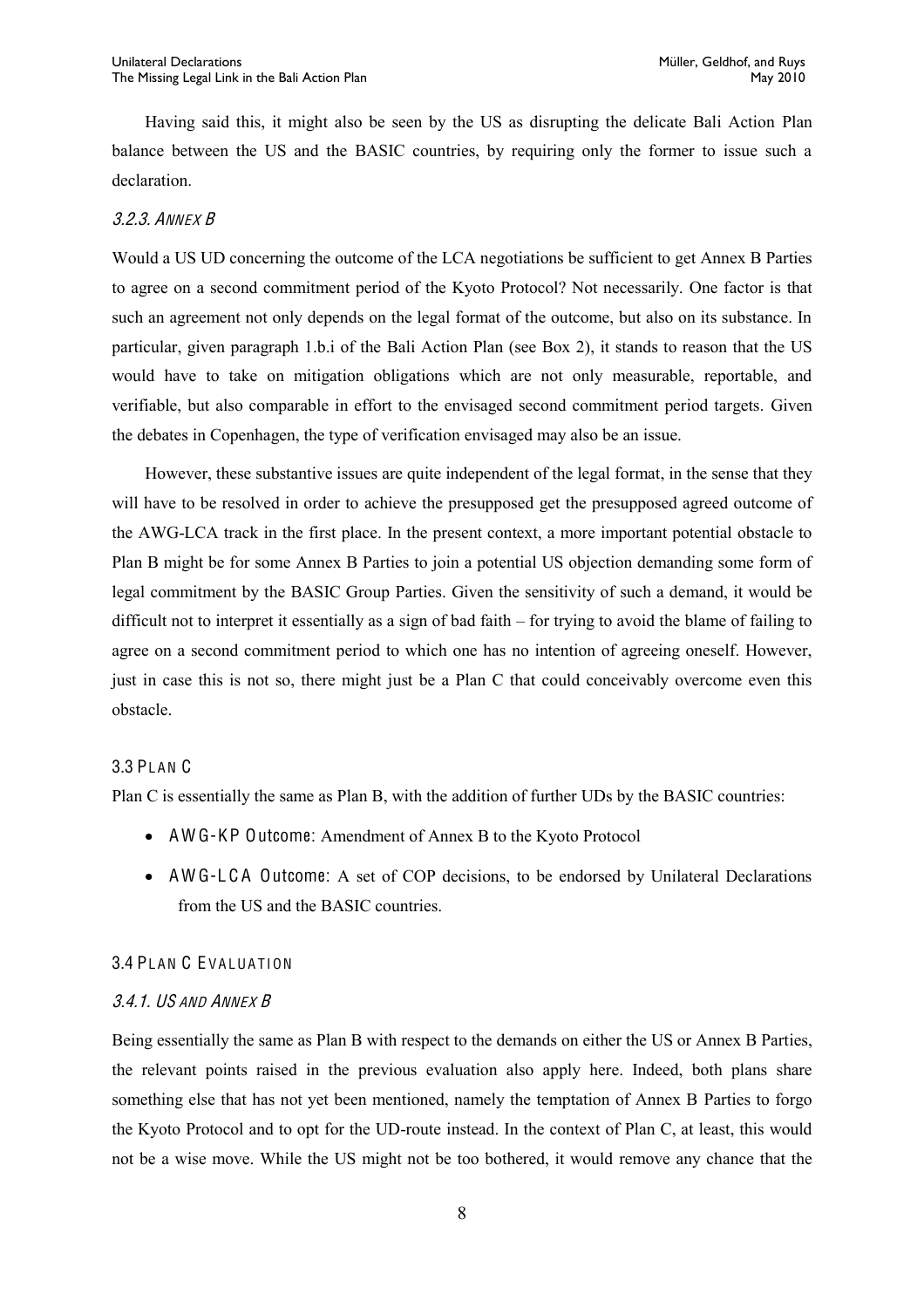Having said this, it might also be seen by the US as disrupting the delicate Bali Action Plan balance between the US and the BASIC countries, by requiring only the former to issue such a declaration.

#### *3.2.3. Annex B*

Would a US UD concerning the outcome of the LCA negotiations be sufficient to get Annex B Parties to agree on a second commitment period of the Kyoto Protocol? Not necessarily. One factor is that such an agreement not only depends on the legal format of the outcome, but also on its substance. In particular, given paragraph 1.b.i of the Bali Action Plan (see Box 2), it stands to reason that the US would have to take on mitigation obligations which are not only measurable, reportable, and verifiable, but also comparable in effort to the envisaged second commitment period targets. Given the debates in Copenhagen, the type of verification envisaged may also be an issue.

However, these substantive issues are quite independent of the legal format, in the sense that they will have to be resolved in order to achieve the presupposed get the presupposed agreed outcome of the AWG-LCA track in the first place. In the present context, a more important potential obstacle to Plan B might be for some Annex B Parties to join a potential US objection demanding some form of legal commitment by the BASIC Group Parties. Given the sensitivity of such a demand, it would be difficult not to interpret it essentially as a sign of bad faith – for trying to avoid the blame of failing to agree on a second commitment period to which one has no intention of agreeing oneself. However, just in case this is not so, there might just be a Plan C that could conceivably overcome even this obstacle.

### 3.3 Plan C

Plan C is essentially the same as Plan B, with the addition of further UDs by the BASIC countries:

- **AWG-KP Outcome**: Amendment of Annex B to the Kyoto Protocol
- **AWG-LCA Outcome**: A set of COP decisions, to be endorsed by Unilateral Declarations from the US and the BASIC countries.

### 3.4 Plan C Evaluation

#### *3.4.1. US and Annex B*

Being essentially the same as Plan B with respect to the demands on either the US or Annex B Parties, the relevant points raised in the previous evaluation also apply here. Indeed, both plans share something else that has not yet been mentioned, namely the temptation of Annex B Parties to forgo the Kyoto Protocol and to opt for the UD-route instead. In the context of Plan C, at least, this would not be a wise move. While the US might not be too bothered, it would remove any chance that the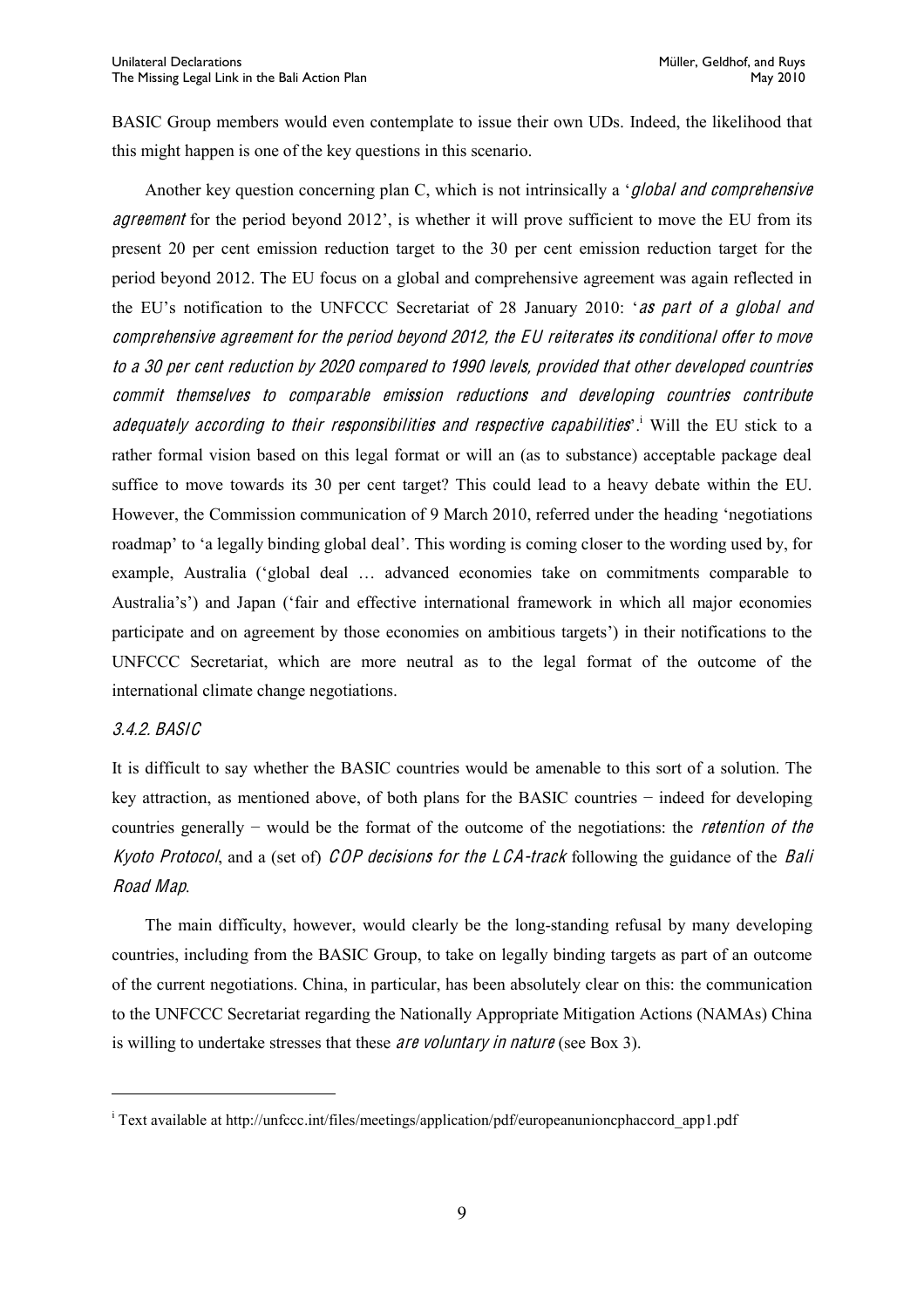BASIC Group members would even contemplate to issue their own UDs. Indeed, the likelihood that this might happen is one of the key questions in this scenario.

Another key question concerning plan C, which is not intrinsically a '*global and comprehensive agreement* for the period beyond 2012', is whether it will prove sufficient to move the EU from its present 20 per cent emission reduction target to the 30 per cent emission reduction target for the period beyond 2012. The EU focus on a global and comprehensive agreement was again reflected in the EU's notification to the UNFCCC Secretariat of 28 January 2010: '*as part of a global and comprehensive agreement for the period beyond 2012, the EU reiterates its conditional offer to move to a 30 per cent reduction by 2020 compared to 1990 levels, provided that other developed countries commit themselves to comparable emission reductions and developing countries contribute adequately according to their responsibilities and respective capabilities*'.[i] Will the EU stick to a rather formal vision based on this legal format or will an (as to substance) acceptable package deal suffice to move towards its 30 per cent target? This could lead to a heavy debate within the EU. However, the Commission communication of 9 March 2010, referred under the heading 'negotiations roadmap' to 'a legally binding global deal'. This wording is coming closer to the wording used by, for example, Australia ('global deal … advanced economies take on commitments comparable to Australia's') and Japan ('fair and effective international framework in which all major economies participate and on agreement by those economies on ambitious targets') in their notifications to the UNFCCC Secretariat, which are more neutral as to the legal format of the outcome of the international climate change negotiations.

### *3.4.2. BASIC*

It is difficult to say whether the BASIC countries would be amenable to this sort of a solution. The key attraction, as mentioned above, of both plans for the BASIC countries − indeed for developing countries generally − would be the format of the outcome of the negotiations: the *retention of the Kyoto Protocol*, and a (set of) *COP decisions for the LCA-track* following the guidance of the *Bali Road Map*.

The main difficulty, however, would clearly be the long-standing refusal by many developing countries, including from the BASIC Group, to take on legally binding targets as part of an outcome of the current negotiations. China, in particular, has been absolutely clear on this: the communication to the UNFCCC Secretariat regarding the Nationally Appropriate Mitigation Actions (NAMAs) China is willing to undertake stresses that these *are voluntary in nature* (see Box 3).

---

[i] Text available at http://unfccc.int/files/meetings/application/pdf/europeanunioncphaccord_app1.pdf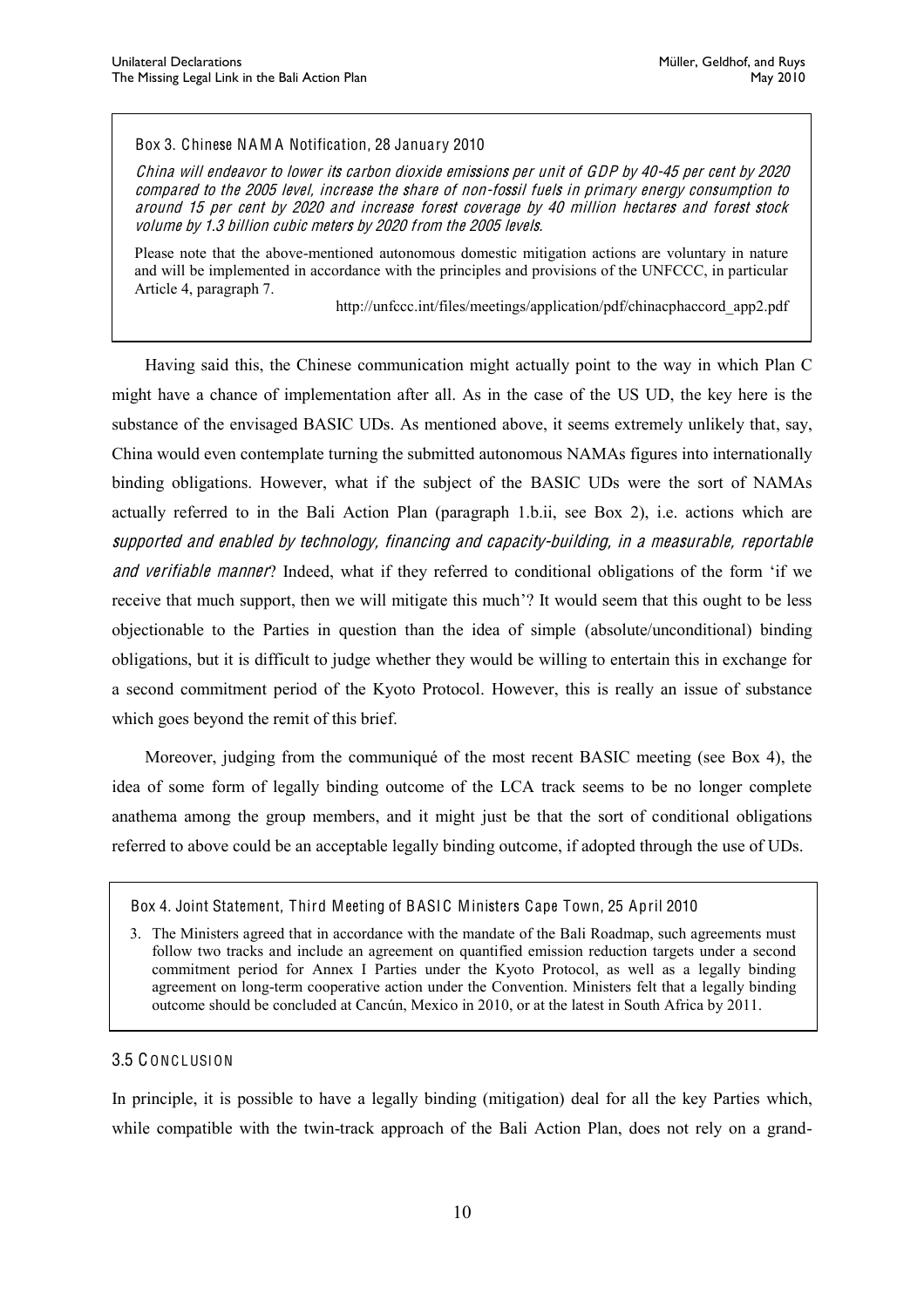Box 3. Chinese NAMA Notification, 28 January 2010

*China will endeavor to lower its carbon dioxide emissions per unit of GDP by 40-45 per cent by 2020 compared to the 2005 level, increase the share of non-fossil fuels in primary energy consumption to around 15 per cent by 2020 and increase forest coverage by 40 million hectares and forest stock volume by 1.3 billion cubic meters by 2020 from the 2005 levels.*

Please note that the above-mentioned autonomous domestic mitigation actions are voluntary in nature and will be implemented in accordance with the principles and provisions of the UNFCCC, in particular Article 4, paragraph 7.

http://unfccc.int/files/meetings/application/pdf/chinacphaccord_app2.pdf

Having said this, the Chinese communication might actually point to the way in which Plan C might have a chance of implementation after all. As in the case of the US UD, the key here is the substance of the envisaged BASIC UDs. As mentioned above, it seems extremely unlikely that, say, China would even contemplate turning the submitted autonomous NAMAs figures into internationally binding obligations. However, what if the subject of the BASIC UDs were the sort of NAMAs actually referred to in the Bali Action Plan (paragraph 1.b.ii, see Box 2), i.e. actions which are *supported and enabled by technology, financing and capacity-building, in a measurable, reportable and verifiable manner*? Indeed, what if they referred to conditional obligations of the form 'if we receive that much support, then we will mitigate this much'? It would seem that this ought to be less objectionable to the Parties in question than the idea of simple (absolute/unconditional) binding obligations, but it is difficult to judge whether they would be willing to entertain this in exchange for a second commitment period of the Kyoto Protocol. However, this is really an issue of substance which goes beyond the remit of this brief.

Moreover, judging from the communiqué of the most recent BASIC meeting (see Box 4), the idea of some form of legally binding outcome of the LCA track seems to be no longer complete anathema among the group members, and it might just be that the sort of conditional obligations referred to above could be an acceptable legally binding outcome, if adopted through the use of UDs.

Box 4. Joint Statement, Third Meeting of BASIC Ministers Cape Town, 25 April 2010

3. The Ministers agreed that in accordance with the mandate of the Bali Roadmap, such agreements must follow two tracks and include an agreement on quantified emission reduction targets under a second commitment period for Annex I Parties under the Kyoto Protocol, as well as a legally binding agreement on long-term cooperative action under the Convention. Ministers felt that a legally binding outcome should be concluded at Cancún, Mexico in 2010, or at the latest in South Africa by 2011.

### 3.5 Conclusion

In principle, it is possible to have a legally binding (mitigation) deal for all the key Parties which, while compatible with the twin-track approach of the Bali Action Plan, does not rely on a grand-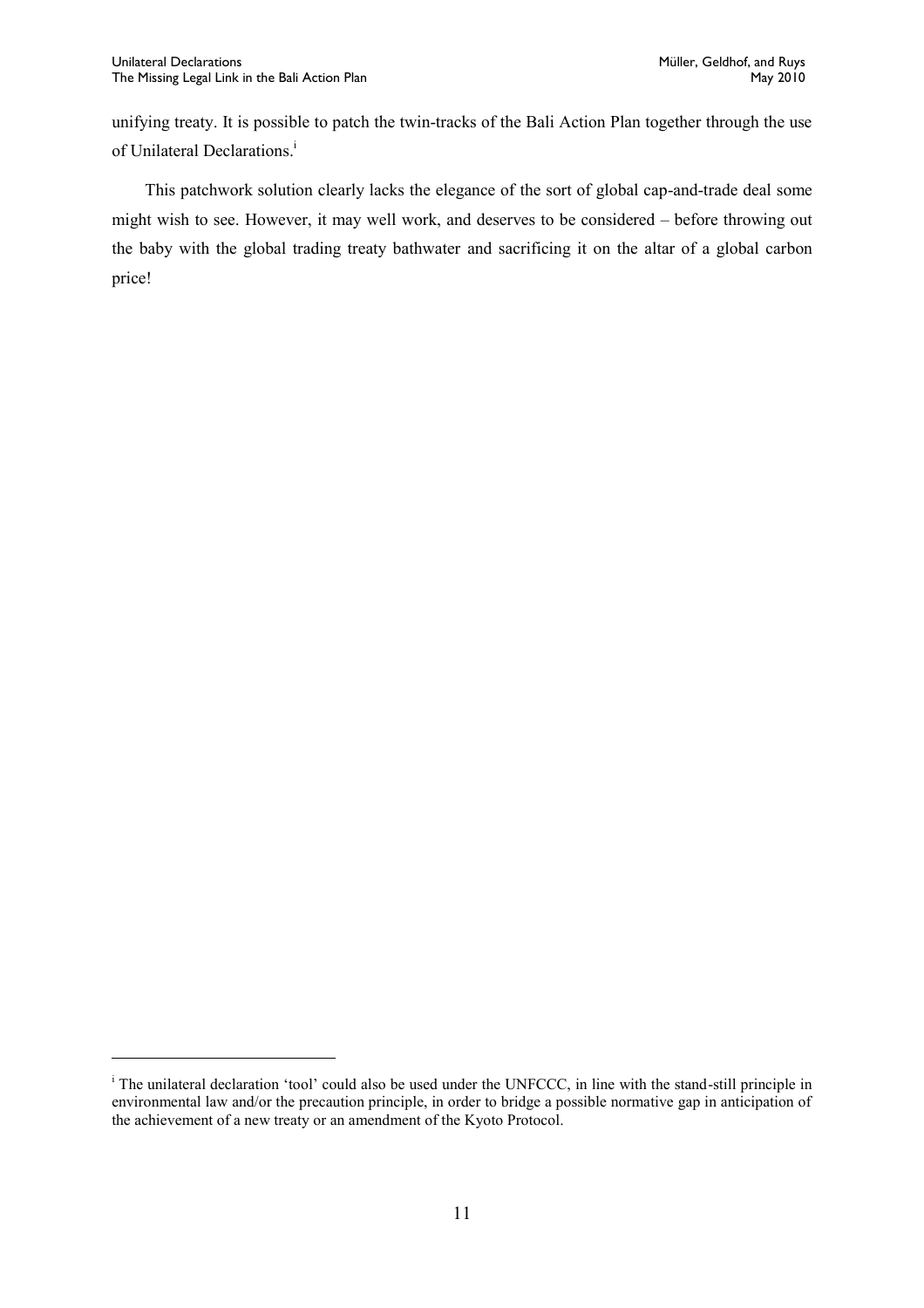unifying treaty. It is possible to patch the twin-tracks of the Bali Action Plan together through the use of Unilateral Declarations.[i]

This patchwork solution clearly lacks the elegance of the sort of global cap-and-trade deal some might wish to see. However, it may well work, and deserves to be considered – before throwing out the baby with the global trading treaty bathwater and sacrificing it on the altar of a global carbon price!

---

[i] The unilateral declaration 'tool' could also be used under the UNFCCC, in line with the stand-still principle in environmental law and/or the precaution principle, in order to bridge a possible normative gap in anticipation of the achievement of a new treaty or an amendment of the Kyoto Protocol.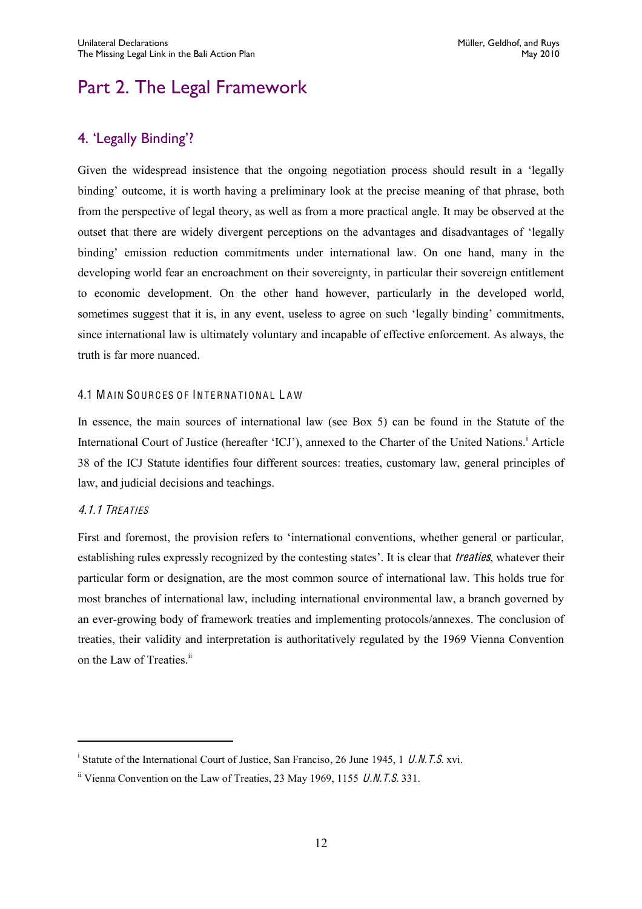# Part 2. The Legal Framework

## 4. 'Legally Binding'?

Given the widespread insistence that the ongoing negotiation process should result in a 'legally binding' outcome, it is worth having a preliminary look at the precise meaning of that phrase, both from the perspective of legal theory, as well as from a more practical angle. It may be observed at the outset that there are widely divergent perceptions on the advantages and disadvantages of 'legally binding' emission reduction commitments under international law. On one hand, many in the developing world fear an encroachment on their sovereignty, in particular their sovereign entitlement to economic development. On the other hand however, particularly in the developed world, sometimes suggest that it is, in any event, useless to agree on such 'legally binding' commitments, since international law is ultimately voluntary and incapable of effective enforcement. As always, the truth is far more nuanced.

### 4.1 Main Sources of International Law

In essence, the main sources of international law (see Box 5) can be found in the Statute of the International Court of Justice (hereafter 'ICJ'), annexed to the Charter of the United Nations.[i] Article 38 of the ICJ Statute identifies four different sources: treaties, customary law, general principles of law, and judicial decisions and teachings.

#### *4.1.1 Treaties*

First and foremost, the provision refers to 'international conventions, whether general or particular, establishing rules expressly recognized by the contesting states'. It is clear that *treaties*, whatever their particular form or designation, are the most common source of international law. This holds true for most branches of international law, including international environmental law, a branch governed by an ever-growing body of framework treaties and implementing protocols/annexes. The conclusion of treaties, their validity and interpretation is authoritatively regulated by the 1969 Vienna Convention on the Law of Treaties.[ii]

---

[i] Statute of the International Court of Justice, San Francisco, 26 June 1945, 1 *U.N.T.S.* xvi.

[ii] Vienna Convention on the Law of Treaties, 23 May 1969, 1155 *U.N.T.S.* 331.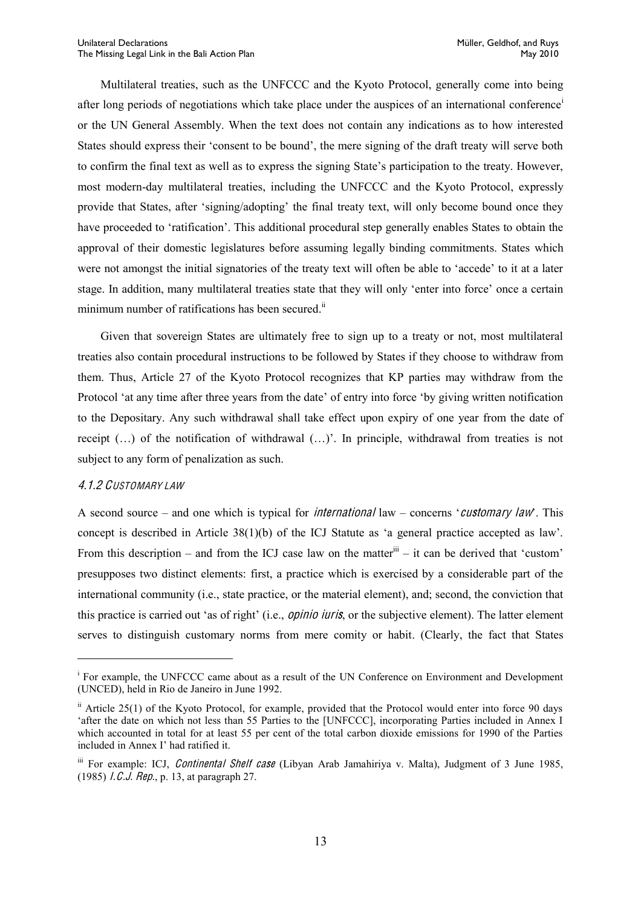Multilateral treaties, such as the UNFCCC and the Kyoto Protocol, generally come into being after long periods of negotiations which take place under the auspices of an international conference[i] or the UN General Assembly. When the text does not contain any indications as to how interested States should express their 'consent to be bound', the mere signing of the draft treaty will serve both to confirm the final text as well as to express the signing State's participation to the treaty. However, most modern-day multilateral treaties, including the UNFCCC and the Kyoto Protocol, expressly provide that States, after 'signing/adopting' the final treaty text, will only become bound once they have proceeded to 'ratification'. This additional procedural step generally enables States to obtain the approval of their domestic legislatures before assuming legally binding commitments. States which were not amongst the initial signatories of the treaty text will often be able to 'accede' to it at a later stage. In addition, many multilateral treaties state that they will only 'enter into force' once a certain minimum number of ratifications has been secured.[ii]

Given that sovereign States are ultimately free to sign up to a treaty or not, most multilateral treaties also contain procedural instructions to be followed by States if they choose to withdraw from them. Thus, Article 27 of the Kyoto Protocol recognizes that KP parties may withdraw from the Protocol 'at any time after three years from the date' of entry into force 'by giving written notification to the Depositary. Any such withdrawal shall take effect upon expiry of one year from the date of receipt (…) of the notification of withdrawal (…)'. In principle, withdrawal from treaties is not subject to any form of penalization as such.

#### *4.1.2 Customary law*

A second source – and one which is typical for *international* law – concerns '*customary law*'. This concept is described in Article 38(1)(b) of the ICJ Statute as 'a general practice accepted as law'. From this description – and from the ICJ case law on the matter[iii] – it can be derived that 'custom' presupposes two distinct elements: first, a practice which is exercised by a considerable part of the international community (i.e., state practice, or the material element), and; second, the conviction that this practice is carried out 'as of right' (i.e., *opinio iuris*, or the subjective element). The latter element serves to distinguish customary norms from mere comity or habit. (Clearly, the fact that States

---

[i] For example, the UNFCCC came about as a result of the UN Conference on Environment and Development (UNCED), held in Rio de Janeiro in June 1992.

[ii] Article 25(1) of the Kyoto Protocol, for example, provided that the Protocol would enter into force 90 days 'after the date on which not less than 55 Parties to the [UNFCCC], incorporating Parties included in Annex I which accounted in total for at least 55 per cent of the total carbon dioxide emissions for 1990 of the Parties included in Annex I' had ratified it.

[iii] For example: ICJ, *Continental Shelf case* (Libyan Arab Jamahiriya v. Malta), Judgment of 3 June 1985, (1985) *I.C.J. Rep.*, p. 13, at paragraph 27.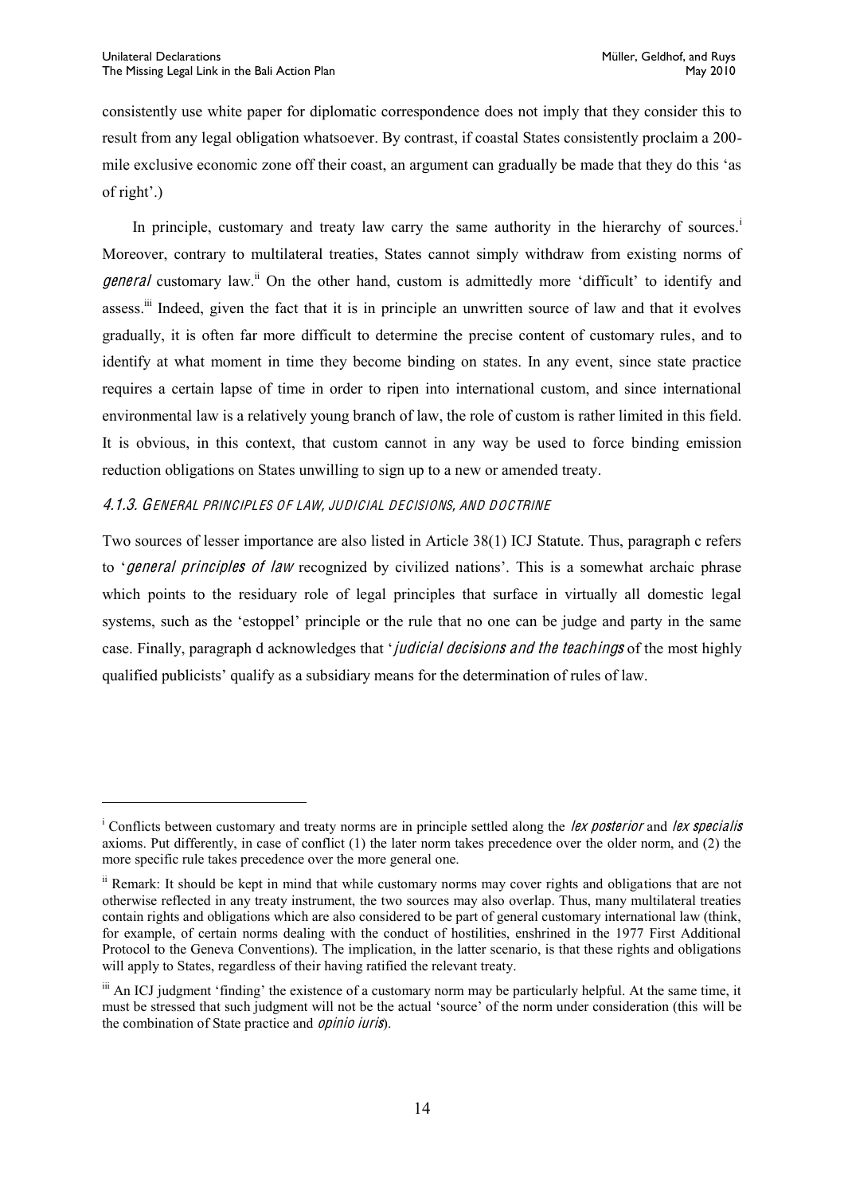consistently use white paper for diplomatic correspondence does not imply that they consider this to result from any legal obligation whatsoever. By contrast, if coastal States consistently proclaim a 200-mile exclusive economic zone off their coast, an argument can gradually be made that they do this 'as of right'.)

In principle, customary and treaty law carry the same authority in the hierarchy of sources.[i] Moreover, contrary to multilateral treaties, States cannot simply withdraw from existing norms of *general* customary law.[ii] On the other hand, custom is admittedly more 'difficult' to identify and assess.[iii] Indeed, given the fact that it is in principle an unwritten source of law and that it evolves gradually, it is often far more difficult to determine the precise content of customary rules, and to identify at what moment in time they become binding on states. In any event, since state practice requires a certain lapse of time in order to ripen into international custom, and since international environmental law is a relatively young branch of law, the role of custom is rather limited in this field. It is obvious, in this context, that custom cannot in any way be used to force binding emission reduction obligations on States unwilling to sign up to a new or amended treaty.

#### 4.1.3. General Principles of Law, Judicial Decisions, and Doctrine

Two sources of lesser importance are also listed in Article 38(1) ICJ Statute. Thus, paragraph c refers to '*general principles of law* recognized by civilized nations'. This is a somewhat archaic phrase which points to the residuary role of legal principles that surface in virtually all domestic legal systems, such as the 'estoppel' principle or the rule that no one can be judge and party in the same case. Finally, paragraph d acknowledges that '*judicial decisions and the teachings* of the most highly qualified publicists' qualify as a subsidiary means for the determination of rules of law.

---

[i] Conflicts between customary and treaty norms are in principle settled along the *lex posterior* and *lex specialis* axioms. Put differently, in case of conflict (1) the later norm takes precedence over the older norm, and (2) the more specific rule takes precedence over the more general one.

[ii] Remark: It should be kept in mind that while customary norms may cover rights and obligations that are not otherwise reflected in any treaty instrument, the two sources may also overlap. Thus, many multilateral treaties contain rights and obligations which are also considered to be part of general customary international law (think, for example, of certain norms dealing with the conduct of hostilities, enshrined in the 1977 First Additional Protocol to the Geneva Conventions). The implication, in the latter scenario, is that these rights and obligations will apply to States, regardless of their having ratified the relevant treaty.

[iii] An ICJ judgment 'finding' the existence of a customary norm may be particularly helpful. At the same time, it must be stressed that such judgment will not be the actual 'source' of the norm under consideration (this will be the combination of State practice and *opinio iuris*).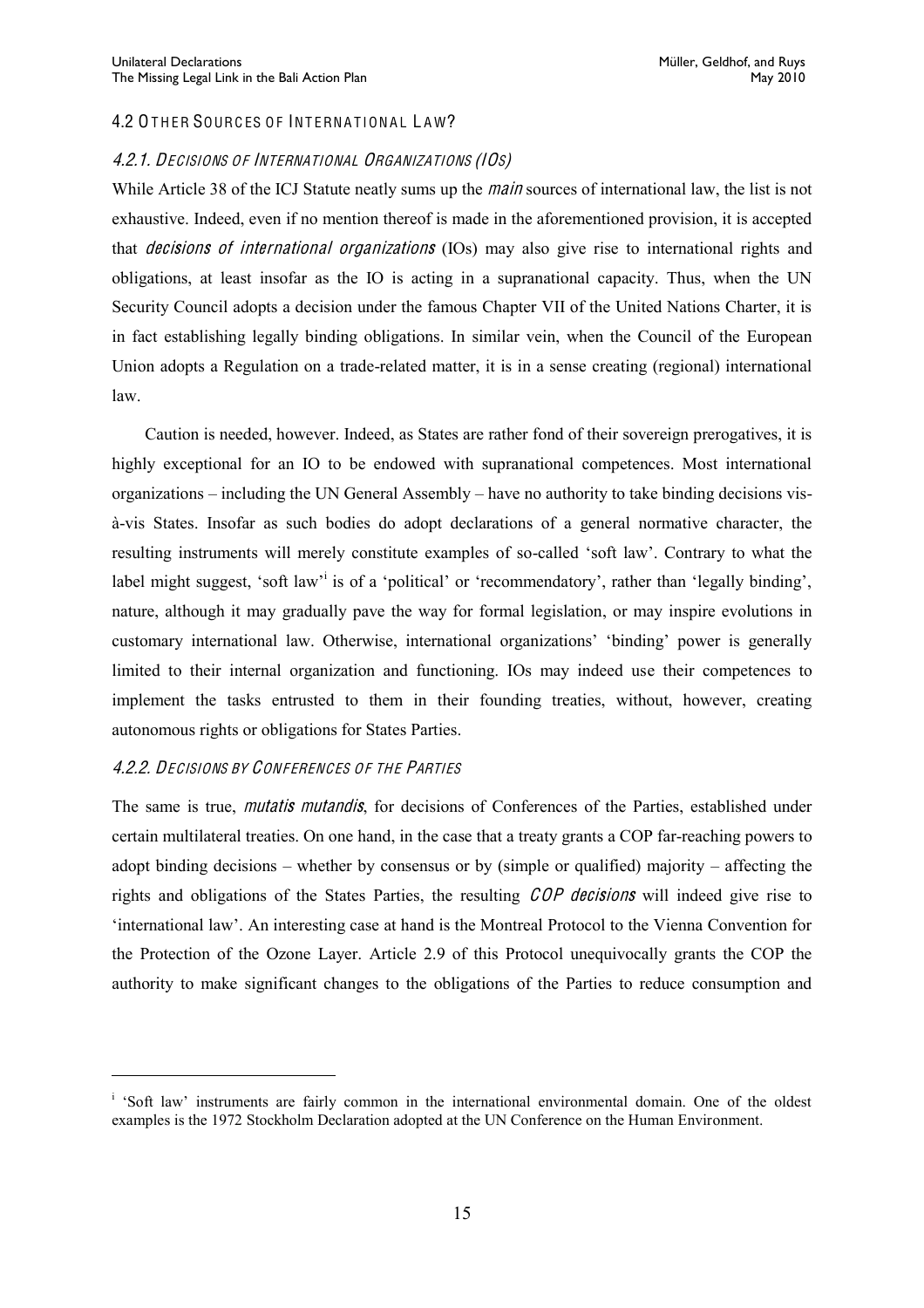## 4.2 Other Sources of International Law?

### 4.2.1. *Decisions of International Organizations (IOs)*

While Article 38 of the ICJ Statute neatly sums up the *main* sources of international law, the list is not exhaustive. Indeed, even if no mention thereof is made in the aforementioned provision, it is accepted that *decisions of international organizations* (IOs) may also give rise to international rights and obligations, at least insofar as the IO is acting in a supranational capacity. Thus, when the UN Security Council adopts a decision under the famous Chapter VII of the United Nations Charter, it is in fact establishing legally binding obligations. In similar vein, when the Council of the European Union adopts a Regulation on a trade-related matter, it is in a sense creating (regional) international law.

Caution is needed, however. Indeed, as States are rather fond of their sovereign prerogatives, it is highly exceptional for an IO to be endowed with supranational competences. Most international organizations – including the UN General Assembly – have no authority to take binding decisions vis-à-vis States. Insofar as such bodies do adopt declarations of a general normative character, the resulting instruments will merely constitute examples of so-called 'soft law'. Contrary to what the label might suggest, 'soft law'[i] is of a 'political' or 'recommendatory', rather than 'legally binding', nature, although it may gradually pave the way for formal legislation, or may inspire evolutions in customary international law. Otherwise, international organizations' 'binding' power is generally limited to their internal organization and functioning. IOs may indeed use their competences to implement the tasks entrusted to them in their founding treaties, without, however, creating autonomous rights or obligations for States Parties.

### 4.2.2. *Decisions by Conferences of the Parties*

The same is true, *mutatis mutandis*, for decisions of Conferences of the Parties, established under certain multilateral treaties. On one hand, in the case that a treaty grants a COP far-reaching powers to adopt binding decisions – whether by consensus or by (simple or qualified) majority – affecting the rights and obligations of the States Parties, the resulting *COP decisions* will indeed give rise to 'international law'. An interesting case at hand is the Montreal Protocol to the Vienna Convention for the Protection of the Ozone Layer. Article 2.9 of this Protocol unequivocally grants the COP the authority to make significant changes to the obligations of the Parties to reduce consumption and

---

[i] 'Soft law' instruments are fairly common in the international environmental domain. One of the oldest examples is the 1972 Stockholm Declaration adopted at the UN Conference on the Human Environment.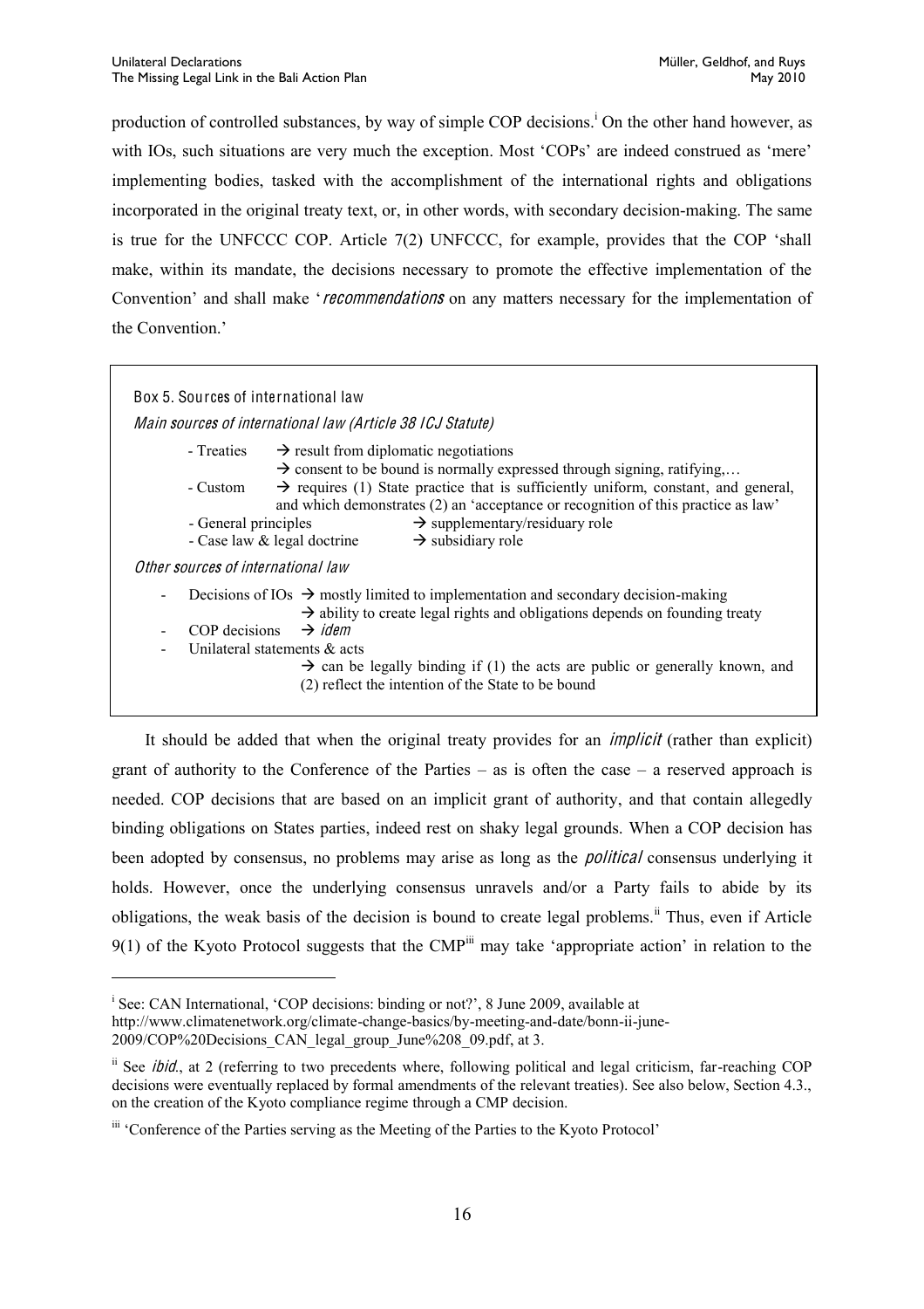production of controlled substances, by way of simple COP decisions.[i] On the other hand however, as with IOs, such situations are very much the exception. Most 'COPs' are indeed construed as 'mere' implementing bodies, tasked with the accomplishment of the international rights and obligations incorporated in the original treaty text, or, in other words, with secondary decision-making. The same is true for the UNFCCC COP. Article 7(2) UNFCCC, for example, provides that the COP 'shall make, within its mandate, the decisions necessary to promote the effective implementation of the Convention' and shall make '*recommendations* on any matters necessary for the implementation of the Convention.'

> **Box 5. Sources of international law**
>
> *Main sources of international law (Article 38 ICJ Statute)*
>
> - Treaties → result from diplomatic negotiations
>   → consent to be bound is normally expressed through signing, ratifying,…
> - Custom → requires (1) State practice that is sufficiently uniform, constant, and general, and which demonstrates (2) an 'acceptance or recognition of this practice as law'
> - General principles → supplementary/residuary role
> - Case law & legal doctrine → subsidiary role
>
> *Other sources of international law*
>
> - Decisions of IOs → mostly limited to implementation and secondary decision-making
>   → ability to create legal rights and obligations depends on founding treaty
> - COP decisions → *idem*
> - Unilateral statements & acts
>   → can be legally binding if (1) the acts are public or generally known, and (2) reflect the intention of the State to be bound

It should be added that when the original treaty provides for an *implicit* (rather than explicit) grant of authority to the Conference of the Parties – as is often the case – a reserved approach is needed. COP decisions that are based on an implicit grant of authority, and that contain allegedly binding obligations on States parties, indeed rest on shaky legal grounds. When a COP decision has been adopted by consensus, no problems may arise as long as the *political* consensus underlying it holds. However, once the underlying consensus unravels and/or a Party fails to abide by its obligations, the weak basis of the decision is bound to create legal problems.[ii] Thus, even if Article 9(1) of the Kyoto Protocol suggests that the CMP[iii] may take 'appropriate action' in relation to the

---

[i] See: CAN International, 'COP decisions: binding or not?', 8 June 2009, available at http://www.climatenetwork.org/climate-change-basics/by-meeting-and-date/bonn-ii-june-2009/COP%20Decisions_CAN_legal_group_June%208_09.pdf, at 3.

[ii] See *ibid.*, at 2 (referring to two precedents where, following political and legal criticism, far-reaching COP decisions were eventually replaced by formal amendments of the relevant treaties). See also below, Section 4.3., on the creation of the Kyoto compliance regime through a CMP decision.

[iii] 'Conference of the Parties serving as the Meeting of the Parties to the Kyoto Protocol'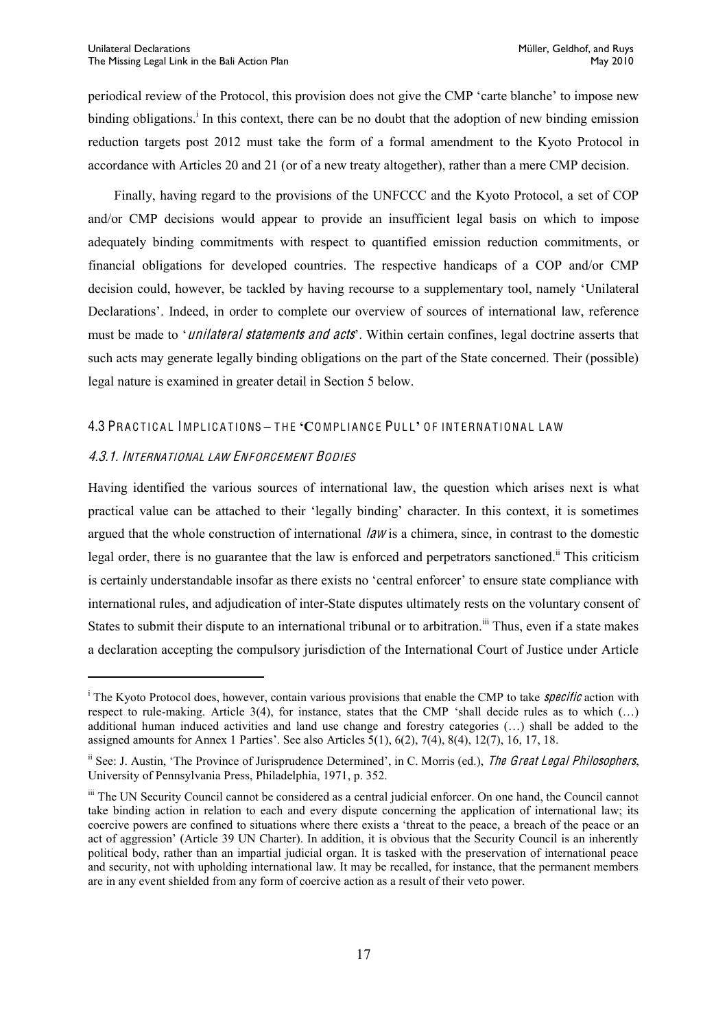periodical review of the Protocol, this provision does not give the CMP 'carte blanche' to impose new binding obligations.[i] In this context, there can be no doubt that the adoption of new binding emission reduction targets post 2012 must take the form of a formal amendment to the Kyoto Protocol in accordance with Articles 20 and 21 (or of a new treaty altogether), rather than a mere CMP decision.

Finally, having regard to the provisions of the UNFCCC and the Kyoto Protocol, a set of COP and/or CMP decisions would appear to provide an insufficient legal basis on which to impose adequately binding commitments with respect to quantified emission reduction commitments, or financial obligations for developed countries. The respective handicaps of a COP and/or CMP decision could, however, be tackled by having recourse to a supplementary tool, namely 'Unilateral Declarations'. Indeed, in order to complete our overview of sources of international law, reference must be made to '*unilateral statements and acts*'. Within certain confines, legal doctrine asserts that such acts may generate legally binding obligations on the part of the State concerned. Their (possible) legal nature is examined in greater detail in Section 5 below.

## 4.3 Practical Implications – the 'Compliance Pull' of International Law

### *4.3.1. International law Enforcement Bodies*

Having identified the various sources of international law, the question which arises next is what practical value can be attached to their 'legally binding' character. In this context, it is sometimes argued that the whole construction of international *law* is a chimera, since, in contrast to the domestic legal order, there is no guarantee that the law is enforced and perpetrators sanctioned.[ii] This criticism is certainly understandable insofar as there exists no 'central enforcer' to ensure state compliance with international rules, and adjudication of inter-State disputes ultimately rests on the voluntary consent of States to submit their dispute to an international tribunal or to arbitration.[iii] Thus, even if a state makes a declaration accepting the compulsory jurisdiction of the International Court of Justice under Article

---

[i] The Kyoto Protocol does, however, contain various provisions that enable the CMP to take *specific* action with respect to rule-making. Article 3(4), for instance, states that the CMP 'shall decide rules as to which (…) additional human induced activities and land use change and forestry categories (…) shall be added to the assigned amounts for Annex 1 Parties'. See also Articles 5(1), 6(2), 7(4), 8(4), 12(7), 16, 17, 18.

[ii] See: J. Austin, 'The Province of Jurisprudence Determined', in C. Morris (ed.), *The Great Legal Philosophers*, University of Pennsylvania Press, Philadelphia, 1971, p. 352.

[iii] The UN Security Council cannot be considered as a central judicial enforcer. On one hand, the Council cannot take binding action in relation to each and every dispute concerning the application of international law; its coercive powers are confined to situations where there exists a 'threat to the peace, a breach of the peace or an act of aggression' (Article 39 UN Charter). In addition, it is obvious that the Security Council is an inherently political body, rather than an impartial judicial organ. It is tasked with the preservation of international peace and security, not with upholding international law. It may be recalled, for instance, that the permanent members are in any event shielded from any form of coercive action as a result of their veto power.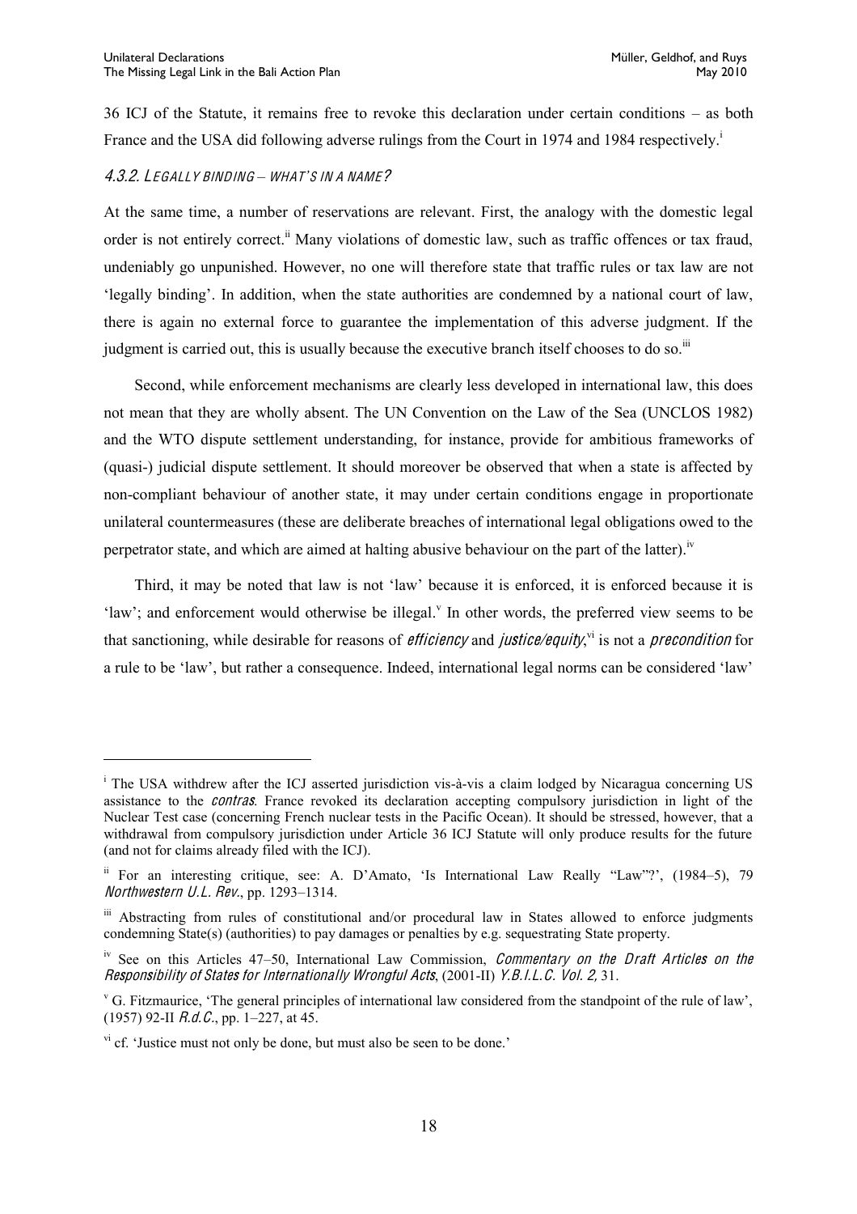36 ICJ of the Statute, it remains free to revoke this declaration under certain conditions – as both France and the USA did following adverse rulings from the Court in 1974 and 1984 respectively.[i]

#### 4.3.2. LEGALLY BINDING – WHAT'S IN A NAME?

At the same time, a number of reservations are relevant. First, the analogy with the domestic legal order is not entirely correct.[ii] Many violations of domestic law, such as traffic offences or tax fraud, undeniably go unpunished. However, no one will therefore state that traffic rules or tax law are not 'legally binding'. In addition, when the state authorities are condemned by a national court of law, there is again no external force to guarantee the implementation of this adverse judgment. If the judgment is carried out, this is usually because the executive branch itself chooses to do so.[iii]

Second, while enforcement mechanisms are clearly less developed in international law, this does not mean that they are wholly absent. The UN Convention on the Law of the Sea (UNCLOS 1982) and the WTO dispute settlement understanding, for instance, provide for ambitious frameworks of (quasi-) judicial dispute settlement. It should moreover be observed that when a state is affected by non-compliant behaviour of another state, it may under certain conditions engage in proportionate unilateral countermeasures (these are deliberate breaches of international legal obligations owed to the perpetrator state, and which are aimed at halting abusive behaviour on the part of the latter).[iv]

Third, it may be noted that law is not 'law' because it is enforced, it is enforced because it is 'law'; and enforcement would otherwise be illegal.[v] In other words, the preferred view seems to be that sanctioning, while desirable for reasons of *efficiency* and *justice/equity*,[vi] is not a *precondition* for a rule to be 'law', but rather a consequence. Indeed, international legal norms can be considered 'law'

---

[i] The USA withdrew after the ICJ asserted jurisdiction vis-à-vis a claim lodged by Nicaragua concerning US assistance to the *contras*. France revoked its declaration accepting compulsory jurisdiction in light of the Nuclear Test case (concerning French nuclear tests in the Pacific Ocean). It should be stressed, however, that a withdrawal from compulsory jurisdiction under Article 36 ICJ Statute will only produce results for the future (and not for claims already filed with the ICJ).

[ii] For an interesting critique, see: A. D'Amato, 'Is International Law Really "Law"?', (1984–5), 79 *Northwestern U.L. Rev.*, pp. 1293–1314.

[iii] Abstracting from rules of constitutional and/or procedural law in States allowed to enforce judgments condemning State(s) (authorities) to pay damages or penalties by e.g. sequestrating State property.

[iv] See on this Articles 47–50, International Law Commission, *Commentary on the Draft Articles on the Responsibility of States for Internationally Wrongful Acts*, (2001-II) *Y.B.I.L.C. Vol. 2,* 31.

[v] G. Fitzmaurice, 'The general principles of international law considered from the standpoint of the rule of law', (1957) 92-II *R.d.C.*, pp. 1–227, at 45.

[vi] cf. 'Justice must not only be done, but must also be seen to be done.'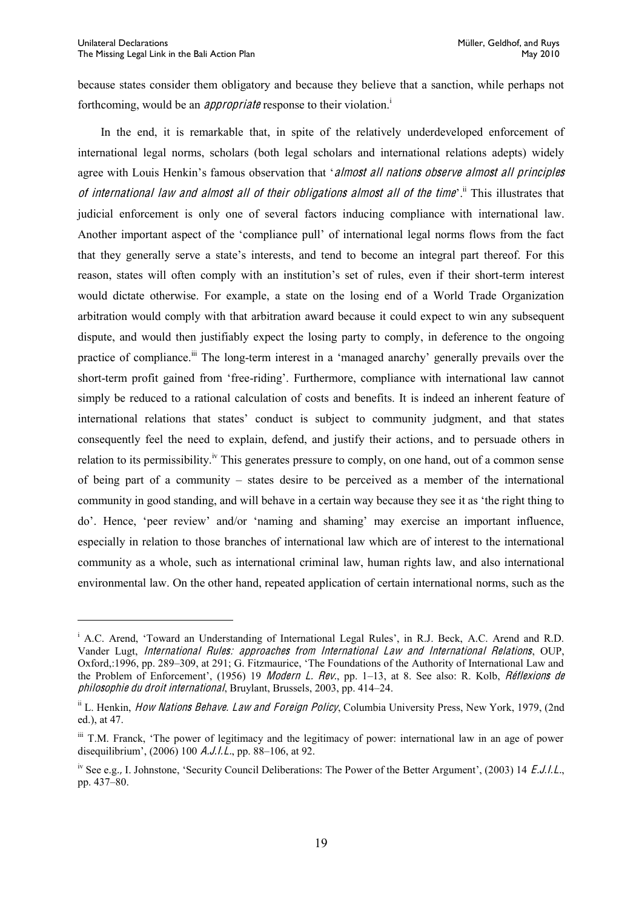because states consider them obligatory and because they believe that a sanction, while perhaps not forthcoming, would be an *appropriate* response to their violation.[i]

In the end, it is remarkable that, in spite of the relatively underdeveloped enforcement of international legal norms, scholars (both legal scholars and international relations adepts) widely agree with Louis Henkin's famous observation that '*almost all nations observe almost all principles of international law and almost all of their obligations almost all of the time*'.[ii] This illustrates that judicial enforcement is only one of several factors inducing compliance with international law. Another important aspect of the 'compliance pull' of international legal norms flows from the fact that they generally serve a state's interests, and tend to become an integral part thereof. For this reason, states will often comply with an institution's set of rules, even if their short-term interest would dictate otherwise. For example, a state on the losing end of a World Trade Organization arbitration would comply with that arbitration award because it could expect to win any subsequent dispute, and would then justifiably expect the losing party to comply, in deference to the ongoing practice of compliance.[iii] The long-term interest in a 'managed anarchy' generally prevails over the short-term profit gained from 'free-riding'. Furthermore, compliance with international law cannot simply be reduced to a rational calculation of costs and benefits. It is indeed an inherent feature of international relations that states' conduct is subject to community judgment, and that states consequently feel the need to explain, defend, and justify their actions, and to persuade others in relation to its permissibility.[iv] This generates pressure to comply, on one hand, out of a common sense of being part of a community – states desire to be perceived as a member of the international community in good standing, and will behave in a certain way because they see it as 'the right thing to do'. Hence, 'peer review' and/or 'naming and shaming' may exercise an important influence, especially in relation to those branches of international law which are of interest to the international community as a whole, such as international criminal law, human rights law, and also international environmental law. On the other hand, repeated application of certain international norms, such as the

---

[i] A.C. Arend, 'Toward an Understanding of International Legal Rules', in R.J. Beck, A.C. Arend and R.D. Vander Lugt, *International Rules: approaches from International Law and International Relations*, OUP, Oxford,:1996, pp. 289–309, at 291; G. Fitzmaurice, 'The Foundations of the Authority of International Law and the Problem of Enforcement', (1956) 19 *Modern L. Rev.*, pp. 1–13, at 8. See also: R. Kolb, *Réflexions de philosophie du droit international*, Bruylant, Brussels, 2003, pp. 414–24.

[ii] L. Henkin, *How Nations Behave. Law and Foreign Policy*, Columbia University Press, New York, 1979, (2nd ed.), at 47.

[iii] T.M. Franck, 'The power of legitimacy and the legitimacy of power: international law in an age of power disequilibrium', (2006) 100 *A.J.I.L.*, pp. 88–106, at 92.

[iv] See e.g., I. Johnstone, 'Security Council Deliberations: The Power of the Better Argument', (2003) 14 *E.J.I.L.*, pp. 437–80.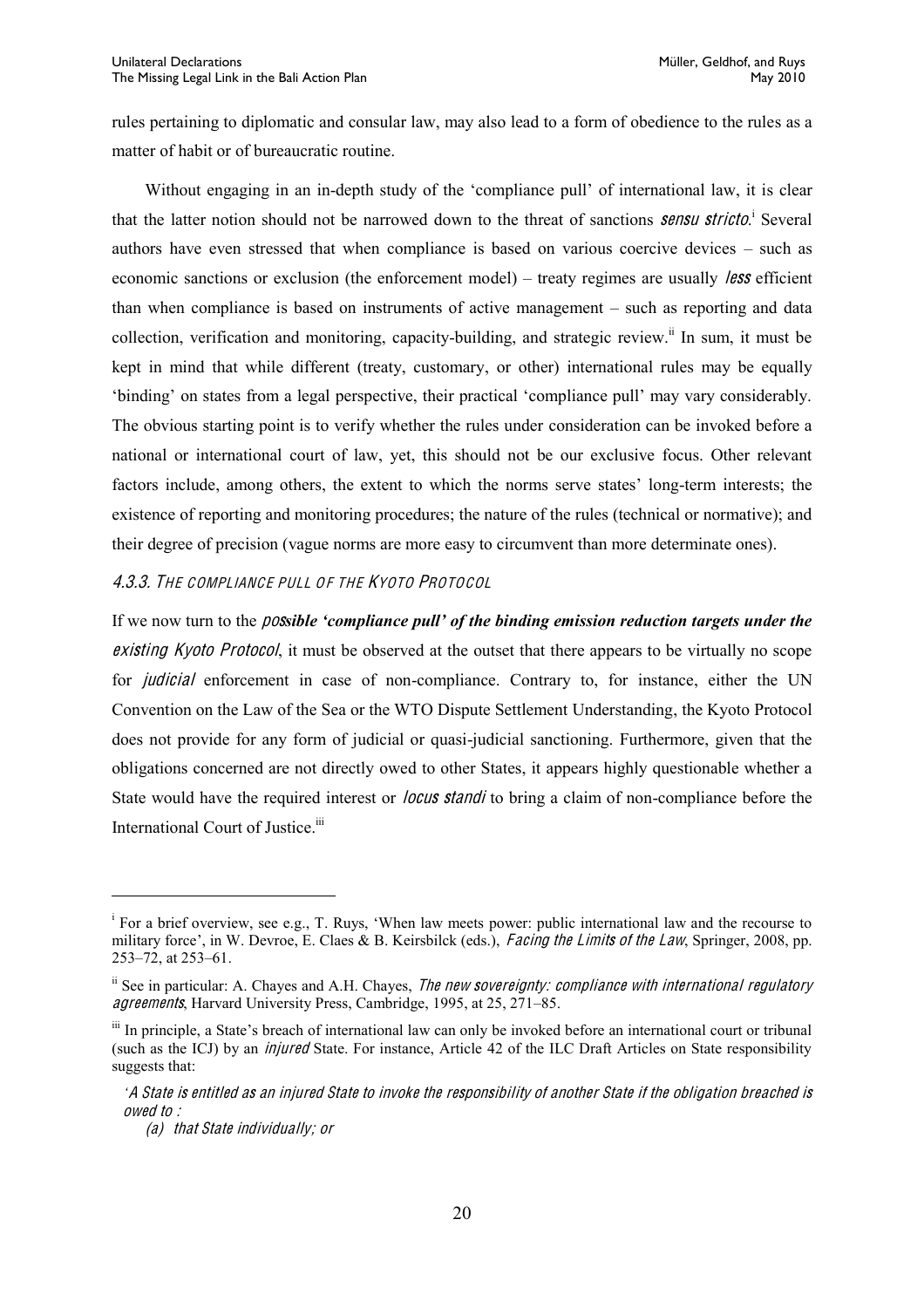rules pertaining to diplomatic and consular law, may also lead to a form of obedience to the rules as a matter of habit or of bureaucratic routine.

Without engaging in an in-depth study of the 'compliance pull' of international law, it is clear that the latter notion should not be narrowed down to the threat of sanctions *sensu stricto*.[i] Several authors have even stressed that when compliance is based on various coercive devices – such as economic sanctions or exclusion (the enforcement model) – treaty regimes are usually *less* efficient than when compliance is based on instruments of active management – such as reporting and data collection, verification and monitoring, capacity-building, and strategic review.[ii] In sum, it must be kept in mind that while different (treaty, customary, or other) international rules may be equally 'binding' on states from a legal perspective, their practical 'compliance pull' may vary considerably. The obvious starting point is to verify whether the rules under consideration can be invoked before a national or international court of law, yet, this should not be our exclusive focus. Other relevant factors include, among others, the extent to which the norms serve states' long-term interests; the existence of reporting and monitoring procedures; the nature of the rules (technical or normative); and their degree of precision (vague norms are more easy to circumvent than more determinate ones).

#### 4.3.3. *The compliance pull of the Kyoto Protocol*

If we now turn to the ***possible 'compliance pull' of the binding emission reduction targets under the existing Kyoto Protocol***, it must be observed at the outset that there appears to be virtually no scope for *judicial* enforcement in case of non-compliance. Contrary to, for instance, either the UN Convention on the Law of the Sea or the WTO Dispute Settlement Understanding, the Kyoto Protocol does not provide for any form of judicial or quasi-judicial sanctioning. Furthermore, given that the obligations concerned are not directly owed to other States, it appears highly questionable whether a State would have the required interest or *locus standi* to bring a claim of non-compliance before the International Court of Justice.[iii]

---

[i] For a brief overview, see e.g., T. Ruys, 'When law meets power: public international law and the recourse to military force', in W. Devroe, E. Claes & B. Keirsbilck (eds.), *Facing the Limits of the Law*, Springer, 2008, pp. 253–72, at 253–61.

[ii] See in particular: A. Chayes and A.H. Chayes, *The new sovereignty: compliance with international regulatory agreements*, Harvard University Press, Cambridge, 1995, at 25, 271–85.

[iii] In principle, a State's breach of international law can only be invoked before an international court or tribunal (such as the ICJ) by an *injured* State. For instance, Article 42 of the ILC Draft Articles on State responsibility suggests that:

> '*A State is entitled as an injured State to invoke the responsibility of another State if the obligation breached is owed to :*
>
> *(a) that State individually; or*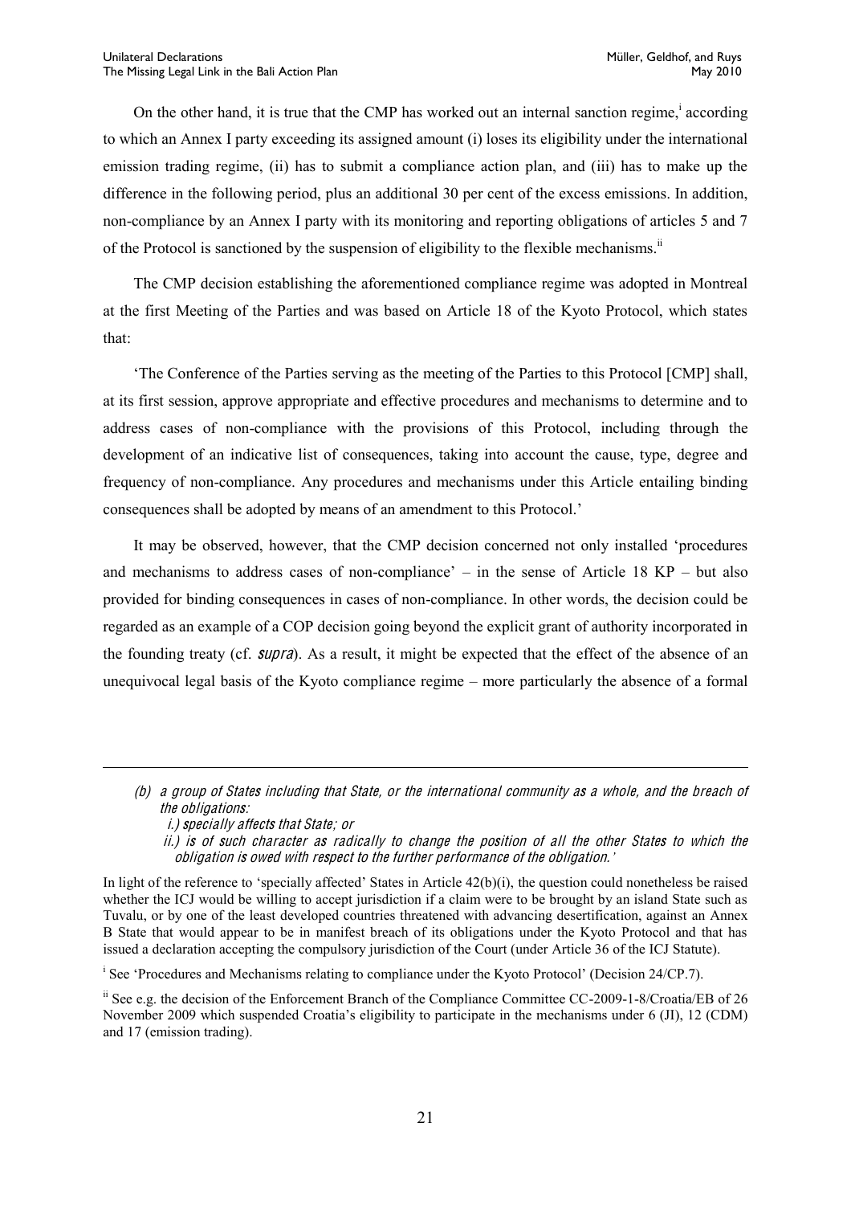On the other hand, it is true that the CMP has worked out an internal sanction regime,[i] according to which an Annex I party exceeding its assigned amount (i) loses its eligibility under the international emission trading regime, (ii) has to submit a compliance action plan, and (iii) has to make up the difference in the following period, plus an additional 30 per cent of the excess emissions. In addition, non-compliance by an Annex I party with its monitoring and reporting obligations of articles 5 and 7 of the Protocol is sanctioned by the suspension of eligibility to the flexible mechanisms.[ii]

The CMP decision establishing the aforementioned compliance regime was adopted in Montreal at the first Meeting of the Parties and was based on Article 18 of the Kyoto Protocol, which states that:

'The Conference of the Parties serving as the meeting of the Parties to this Protocol [CMP] shall, at its first session, approve appropriate and effective procedures and mechanisms to determine and to address cases of non-compliance with the provisions of this Protocol, including through the development of an indicative list of consequences, taking into account the cause, type, degree and frequency of non-compliance. Any procedures and mechanisms under this Article entailing binding consequences shall be adopted by means of an amendment to this Protocol.'

It may be observed, however, that the CMP decision concerned not only installed 'procedures and mechanisms to address cases of non-compliance' – in the sense of Article 18 KP – but also provided for binding consequences in cases of non-compliance. In other words, the decision could be regarded as an example of a COP decision going beyond the explicit grant of authority incorporated in the founding treaty (cf. *supra*). As a result, it might be expected that the effect of the absence of an unequivocal legal basis of the Kyoto compliance regime – more particularly the absence of a formal

---

*(b) a group of States including that State, or the international community as a whole, and the breach of the obligations:*
*i.) specially affects that State; or*
*ii.) is of such character as radically to change the position of all the other States to which the obligation is owed with respect to the further performance of the obligation.'*

In light of the reference to 'specially affected' States in Article 42(b)(i), the question could nonetheless be raised whether the ICJ would be willing to accept jurisdiction if a claim were to be brought by an island State such as Tuvalu, or by one of the least developed countries threatened with advancing desertification, against an Annex B State that would appear to be in manifest breach of its obligations under the Kyoto Protocol and that has issued a declaration accepting the compulsory jurisdiction of the Court (under Article 36 of the ICJ Statute).

[i] See 'Procedures and Mechanisms relating to compliance under the Kyoto Protocol' (Decision 24/CP.7).

[ii] See e.g. the decision of the Enforcement Branch of the Compliance Committee CC-2009-1-8/Croatia/EB of 26 November 2009 which suspended Croatia's eligibility to participate in the mechanisms under 6 (JI), 12 (CDM) and 17 (emission trading).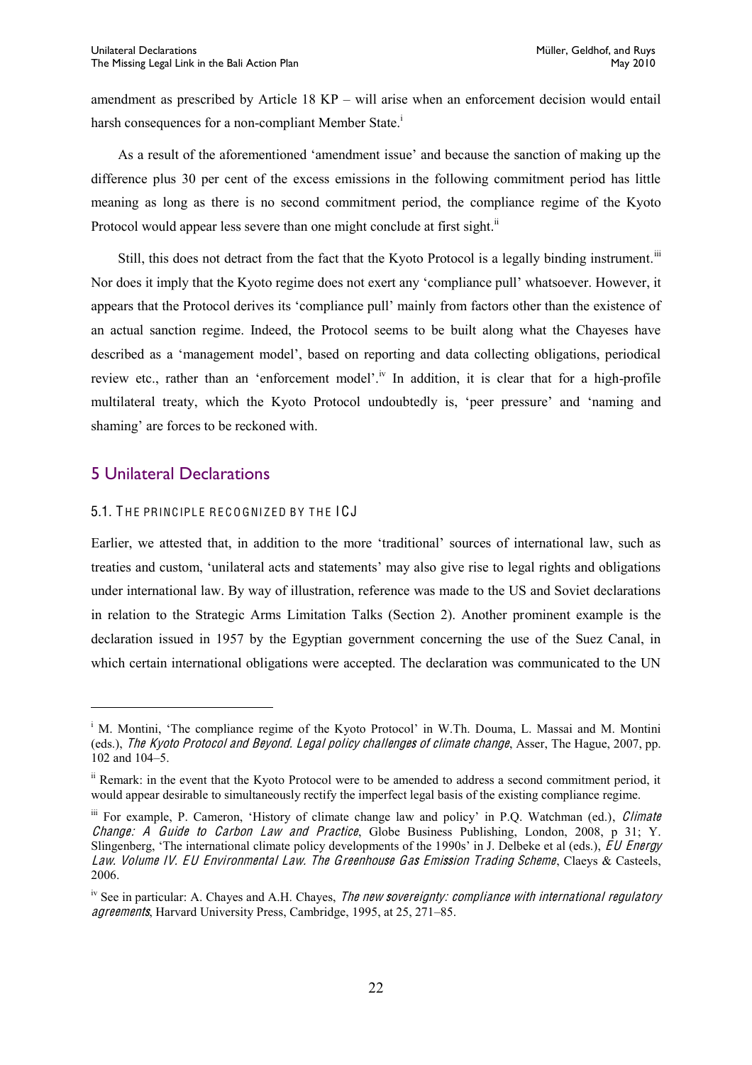amendment as prescribed by Article 18 KP – will arise when an enforcement decision would entail harsh consequences for a non-compliant Member State.[i]

As a result of the aforementioned 'amendment issue' and because the sanction of making up the difference plus 30 per cent of the excess emissions in the following commitment period has little meaning as long as there is no second commitment period, the compliance regime of the Kyoto Protocol would appear less severe than one might conclude at first sight.[ii]

Still, this does not detract from the fact that the Kyoto Protocol is a legally binding instrument.[iii] Nor does it imply that the Kyoto regime does not exert any 'compliance pull' whatsoever. However, it appears that the Protocol derives its 'compliance pull' mainly from factors other than the existence of an actual sanction regime. Indeed, the Protocol seems to be built along what the Chayeses have described as a 'management model', based on reporting and data collecting obligations, periodical review etc., rather than an 'enforcement model'.[iv] In addition, it is clear that for a high-profile multilateral treaty, which the Kyoto Protocol undoubtedly is, 'peer pressure' and 'naming and shaming' are forces to be reckoned with.

## 5 Unilateral Declarations

### 5.1. The Principle Recognized by the ICJ

Earlier, we attested that, in addition to the more 'traditional' sources of international law, such as treaties and custom, 'unilateral acts and statements' may also give rise to legal rights and obligations under international law. By way of illustration, reference was made to the US and Soviet declarations in relation to the Strategic Arms Limitation Talks (Section 2). Another prominent example is the declaration issued in 1957 by the Egyptian government concerning the use of the Suez Canal, in which certain international obligations were accepted. The declaration was communicated to the UN

---

[i] M. Montini, 'The compliance regime of the Kyoto Protocol' in W.Th. Douma, L. Massai and M. Montini (eds.), *The Kyoto Protocol and Beyond. Legal policy challenges of climate change*, Asser, The Hague, 2007, pp. 102 and 104–5.

[ii] Remark: in the event that the Kyoto Protocol were to be amended to address a second commitment period, it would appear desirable to simultaneously rectify the imperfect legal basis of the existing compliance regime.

[iii] For example, P. Cameron, 'History of climate change law and policy' in P.Q. Watchman (ed.), *Climate Change: A Guide to Carbon Law and Practice*, Globe Business Publishing, London, 2008, p 31; Y. Slingenberg, 'The international climate policy developments of the 1990s' in J. Delbeke et al (eds.), *EU Energy Law. Volume IV. EU Environmental Law. The Greenhouse Gas Emission Trading Scheme*, Claeys & Casteels, 2006.

[iv] See in particular: A. Chayes and A.H. Chayes, *The new sovereignty: compliance with international regulatory agreements*, Harvard University Press, Cambridge, 1995, at 25, 271–85.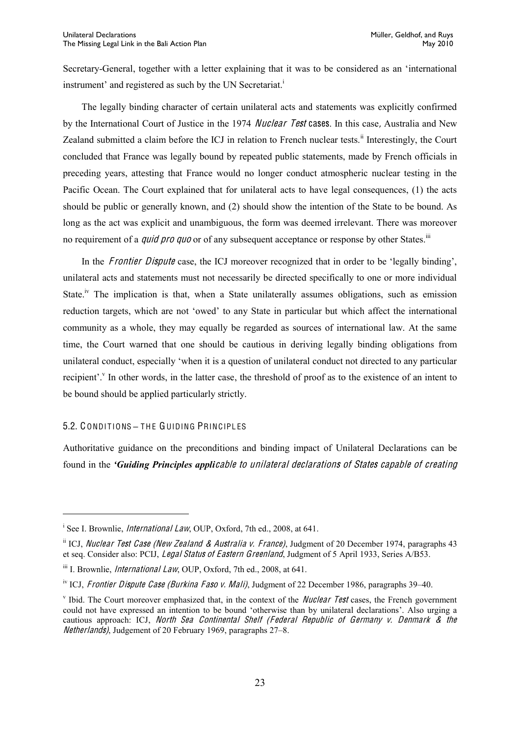Secretary-General, together with a letter explaining that it was to be considered as an 'international instrument' and registered as such by the UN Secretariat.[i]

The legally binding character of certain unilateral acts and statements was explicitly confirmed by the International Court of Justice in the 1974 *Nuclear Test* cases. In this case, Australia and New Zealand submitted a claim before the ICJ in relation to French nuclear tests.[ii] Interestingly, the Court concluded that France was legally bound by repeated public statements, made by French officials in preceding years, attesting that France would no longer conduct atmospheric nuclear testing in the Pacific Ocean. The Court explained that for unilateral acts to have legal consequences, (1) the acts should be public or generally known, and (2) should show the intention of the State to be bound. As long as the act was explicit and unambiguous, the form was deemed irrelevant. There was moreover no requirement of a *quid pro quo* or of any subsequent acceptance or response by other States.[iii]

In the *Frontier Dispute* case, the ICJ moreover recognized that in order to be 'legally binding', unilateral acts and statements must not necessarily be directed specifically to one or more individual State.[iv] The implication is that, when a State unilaterally assumes obligations, such as emission reduction targets, which are not 'owed' to any State in particular but which affect the international community as a whole, they may equally be regarded as sources of international law. At the same time, the Court warned that one should be cautious in deriving legally binding obligations from unilateral conduct, especially 'when it is a question of unilateral conduct not directed to any particular recipient'.[v] In other words, in the latter case, the threshold of proof as to the existence of an intent to be bound should be applied particularly strictly.

## 5.2. Conditions – the Guiding Principles

Authoritative guidance on the preconditions and binding impact of Unilateral Declarations can be found in the ***'Guiding Principles appli****cable to unilateral declarations of States capable of creating*

---

[i] See I. Brownlie, *International Law*, OUP, Oxford, 7th ed., 2008, at 641.

[ii] ICJ, *Nuclear Test Case (New Zealand & Australia v. France)*, Judgment of 20 December 1974, paragraphs 43 et seq. Consider also: PCIJ, *Legal Status of Eastern Greenland*, Judgment of 5 April 1933, Series A/B53.

[iii] I. Brownlie, *International Law*, OUP, Oxford, 7th ed., 2008, at 641.

[iv] ICJ, *Frontier Dispute Case (Burkina Faso v. Mali)*, Judgment of 22 December 1986, paragraphs 39–40.

[v] Ibid. The Court moreover emphasized that, in the context of the *Nuclear Test* cases, the French government could not have expressed an intention to be bound 'otherwise than by unilateral declarations'. Also urging a cautious approach: ICJ, *North Sea Continental Shelf (Federal Republic of Germany v. Denmark & the Netherlands)*, Judgement of 20 February 1969, paragraphs 27–8.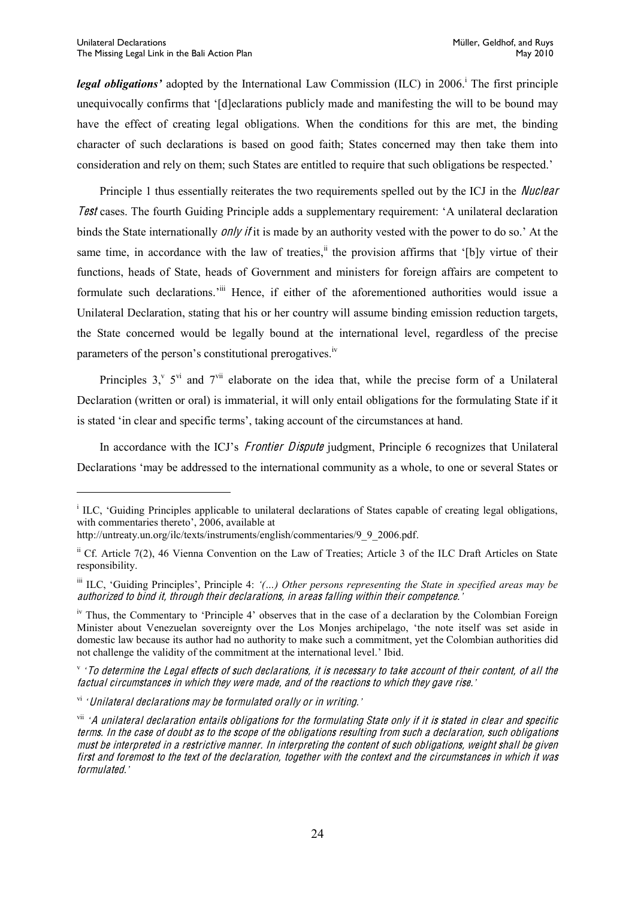***legal obligations'*** adopted by the International Law Commission (ILC) in 2006.[i] The first principle unequivocally confirms that '[d]eclarations publicly made and manifesting the will to be bound may have the effect of creating legal obligations. When the conditions for this are met, the binding character of such declarations is based on good faith; States concerned may then take them into consideration and rely on them; such States are entitled to require that such obligations be respected.'

Principle 1 thus essentially reiterates the two requirements spelled out by the ICJ in the *Nuclear Test* cases. The fourth Guiding Principle adds a supplementary requirement: 'A unilateral declaration binds the State internationally *only if* it is made by an authority vested with the power to do so.' At the same time, in accordance with the law of treaties,[ii] the provision affirms that '[b]y virtue of their functions, heads of State, heads of Government and ministers for foreign affairs are competent to formulate such declarations.'[iii] Hence, if either of the aforementioned authorities would issue a Unilateral Declaration, stating that his or her country will assume binding emission reduction targets, the State concerned would be legally bound at the international level, regardless of the precise parameters of the person's constitutional prerogatives.[iv]

Principles 3,[v] 5[vi] and 7[vii] elaborate on the idea that, while the precise form of a Unilateral Declaration (written or oral) is immaterial, it will only entail obligations for the formulating State if it is stated 'in clear and specific terms', taking account of the circumstances at hand.

In accordance with the ICJ's *Frontier Dispute* judgment, Principle 6 recognizes that Unilateral Declarations 'may be addressed to the international community as a whole, to one or several States or

---

[i] ILC, 'Guiding Principles applicable to unilateral declarations of States capable of creating legal obligations, with commentaries thereto', 2006, available at http://untreaty.un.org/ilc/texts/instruments/english/commentaries/9_9_2006.pdf.

[ii] Cf. Article 7(2), 46 Vienna Convention on the Law of Treaties; Article 3 of the ILC Draft Articles on State responsibility.

[iii] ILC, 'Guiding Principles', Principle 4: *'(…) Other persons representing the State in specified areas may be authorized to bind it, through their declarations, in areas falling within their competence.'*

[iv] Thus, the Commentary to 'Principle 4' observes that in the case of a declaration by the Colombian Foreign Minister about Venezuelan sovereignty over the Los Monjes archipelago, 'the note itself was set aside in domestic law because its author had no authority to make such a commitment, yet the Colombian authorities did not challenge the validity of the commitment at the international level.' Ibid.

[v] *'To determine the Legal effects of such declarations, it is necessary to take account of their content, of all the factual circumstances in which they were made, and of the reactions to which they gave rise.'*

[vi] *'Unilateral declarations may be formulated orally or in writing.'*

[vii] *'A unilateral declaration entails obligations for the formulating State only if it is stated in clear and specific terms. In the case of doubt as to the scope of the obligations resulting from such a declaration, such obligations must be interpreted in a restrictive manner. In interpreting the content of such obligations, weight shall be given first and foremost to the text of the declaration, together with the context and the circumstances in which it was formulated.'*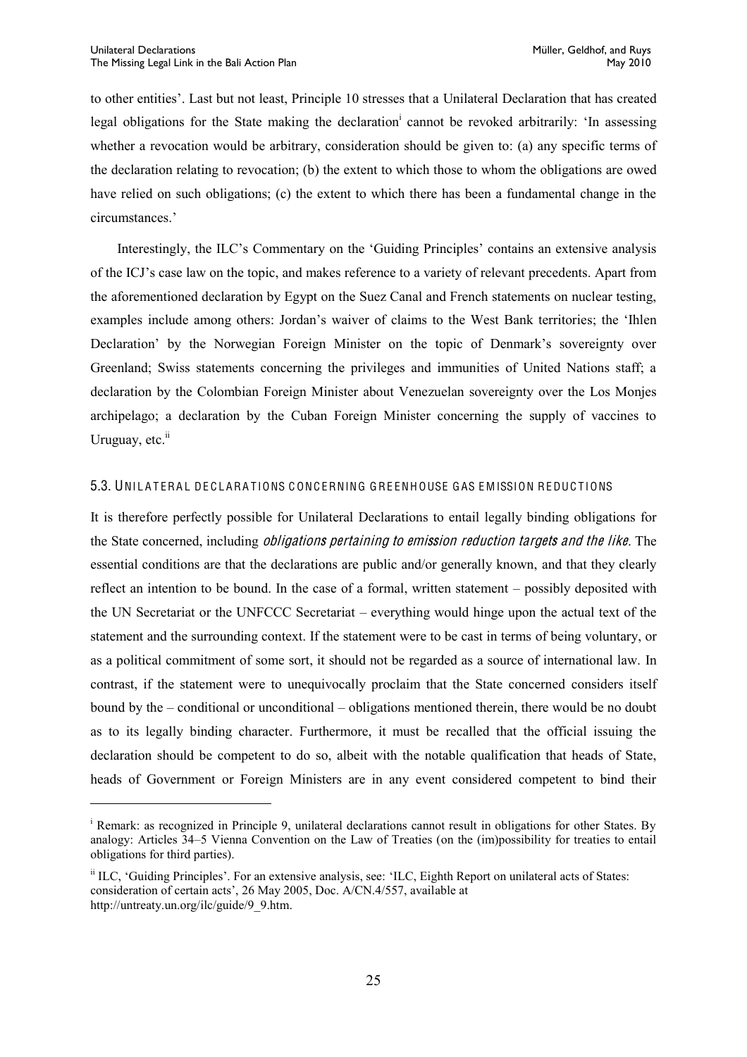to other entities'. Last but not least, Principle 10 stresses that a Unilateral Declaration that has created legal obligations for the State making the declaration[i] cannot be revoked arbitrarily: 'In assessing whether a revocation would be arbitrary, consideration should be given to: (a) any specific terms of the declaration relating to revocation; (b) the extent to which those to whom the obligations are owed have relied on such obligations; (c) the extent to which there has been a fundamental change in the circumstances.'

Interestingly, the ILC's Commentary on the 'Guiding Principles' contains an extensive analysis of the ICJ's case law on the topic, and makes reference to a variety of relevant precedents. Apart from the aforementioned declaration by Egypt on the Suez Canal and French statements on nuclear testing, examples include among others: Jordan's waiver of claims to the West Bank territories; the 'Ihlen Declaration' by the Norwegian Foreign Minister on the topic of Denmark's sovereignty over Greenland; Swiss statements concerning the privileges and immunities of United Nations staff; a declaration by the Colombian Foreign Minister about Venezuelan sovereignty over the Los Monjes archipelago; a declaration by the Cuban Foreign Minister concerning the supply of vaccines to Uruguay, etc.[ii]

### 5.3. UNILATERAL DECLARATIONS CONCERNING GREENHOUSE GAS EMISSION REDUCTIONS

It is therefore perfectly possible for Unilateral Declarations to entail legally binding obligations for the State concerned, including *obligations pertaining to emission reduction targets and the like*. The essential conditions are that the declarations are public and/or generally known, and that they clearly reflect an intention to be bound. In the case of a formal, written statement – possibly deposited with the UN Secretariat or the UNFCCC Secretariat – everything would hinge upon the actual text of the statement and the surrounding context. If the statement were to be cast in terms of being voluntary, or as a political commitment of some sort, it should not be regarded as a source of international law. In contrast, if the statement were to unequivocally proclaim that the State concerned considers itself bound by the – conditional or unconditional – obligations mentioned therein, there would be no doubt as to its legally binding character. Furthermore, it must be recalled that the official issuing the declaration should be competent to do so, albeit with the notable qualification that heads of State, heads of Government or Foreign Ministers are in any event considered competent to bind their

---

[i] Remark: as recognized in Principle 9, unilateral declarations cannot result in obligations for other States. By analogy: Articles 34–5 Vienna Convention on the Law of Treaties (on the (im)possibility for treaties to entail obligations for third parties).

[ii] ILC, 'Guiding Principles'. For an extensive analysis, see: 'ILC, Eighth Report on unilateral acts of States: consideration of certain acts', 26 May 2005, Doc. A/CN.4/557, available at http://untreaty.un.org/ilc/guide/9_9.htm.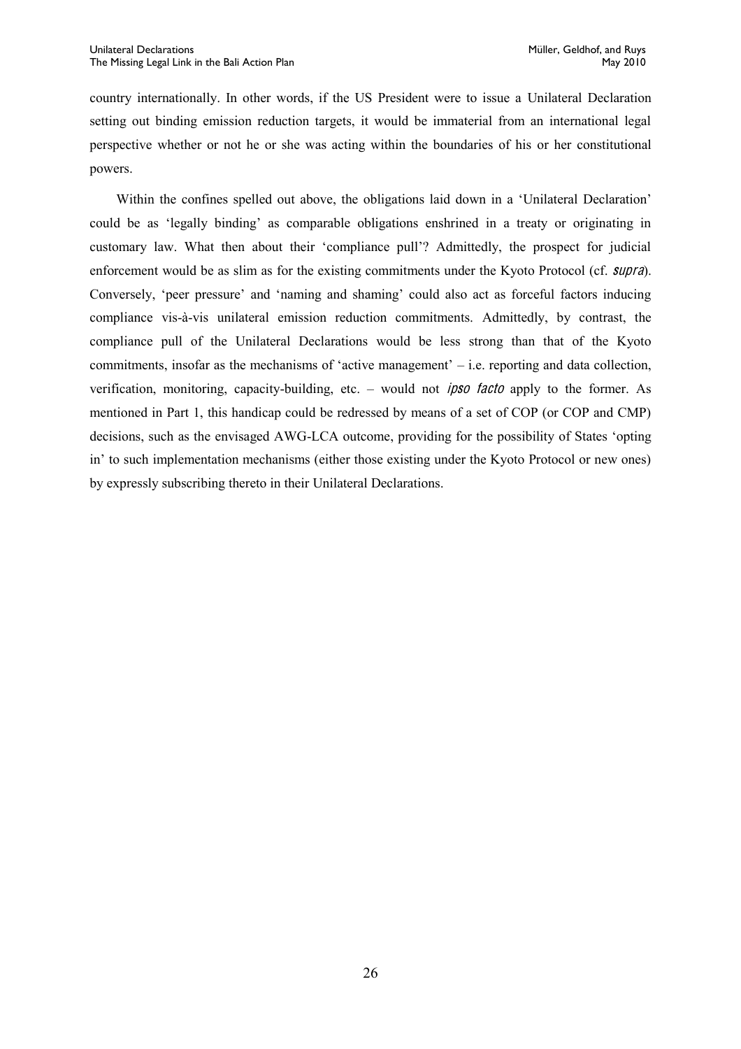country internationally. In other words, if the US President were to issue a Unilateral Declaration setting out binding emission reduction targets, it would be immaterial from an international legal perspective whether or not he or she was acting within the boundaries of his or her constitutional powers.

Within the confines spelled out above, the obligations laid down in a 'Unilateral Declaration' could be as 'legally binding' as comparable obligations enshrined in a treaty or originating in customary law. What then about their 'compliance pull'? Admittedly, the prospect for judicial enforcement would be as slim as for the existing commitments under the Kyoto Protocol (cf. *supra*). Conversely, 'peer pressure' and 'naming and shaming' could also act as forceful factors inducing compliance vis-à-vis unilateral emission reduction commitments. Admittedly, by contrast, the compliance pull of the Unilateral Declarations would be less strong than that of the Kyoto commitments, insofar as the mechanisms of 'active management' – i.e. reporting and data collection, verification, monitoring, capacity-building, etc. – would not *ipso facto* apply to the former. As mentioned in Part 1, this handicap could be redressed by means of a set of COP (or COP and CMP) decisions, such as the envisaged AWG-LCA outcome, providing for the possibility of States 'opting in' to such implementation mechanisms (either those existing under the Kyoto Protocol or new ones) by expressly subscribing thereto in their Unilateral Declarations.